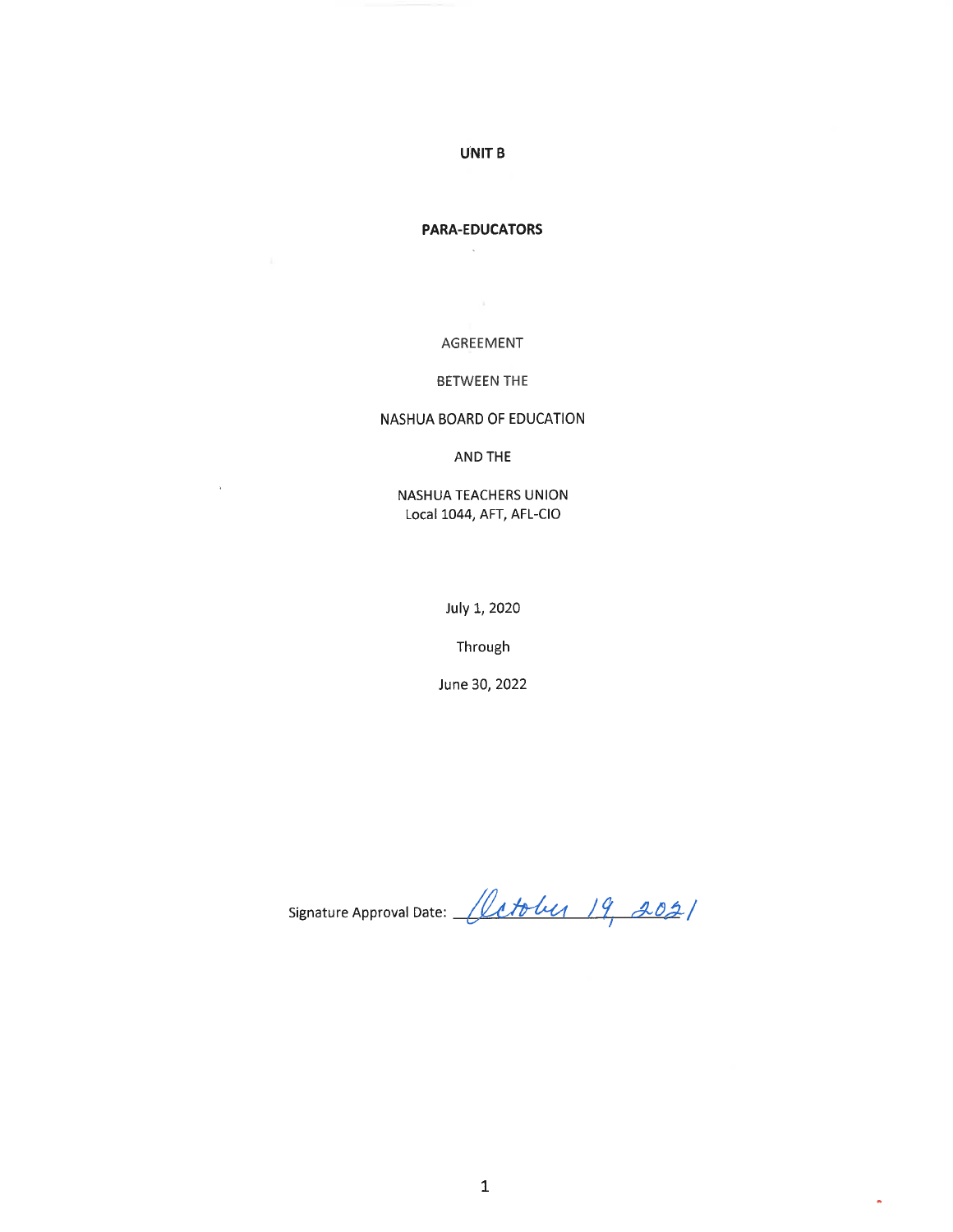# UNIT B

## PARA-EDUCATORS

AGREEMENT

BETWEEN THE

NASHUA BOARD OF EDUCATION

AND THE

NASHUA TEACHERS UNION
Local 1044, AFT, AFL-CIO

July 1, 2020

Through

June 30, 2022

Signature Approval Date: October 19, 2021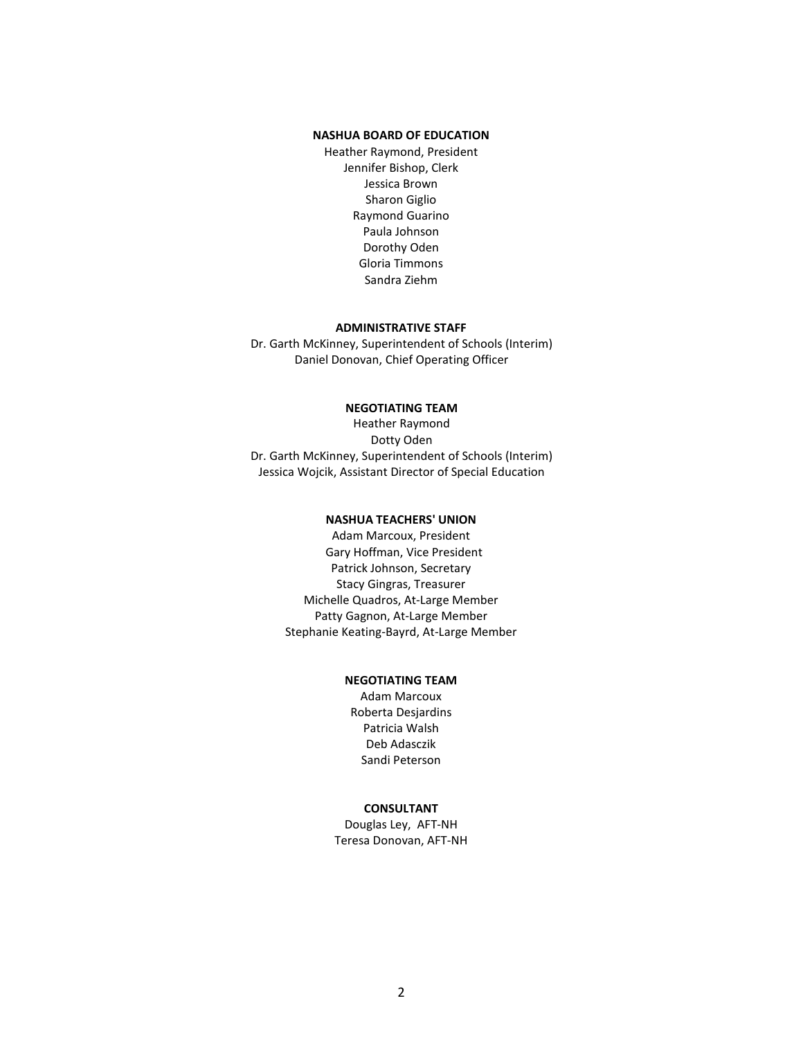**NASHUA BOARD OF EDUCATION**

Heather Raymond, President
Jennifer Bishop, Clerk
Jessica Brown
Sharon Giglio
Raymond Guarino
Paula Johnson
Dorothy Oden
Gloria Timmons
Sandra Ziehm

**ADMINISTRATIVE STAFF**

Dr. Garth McKinney, Superintendent of Schools (Interim)
Daniel Donovan, Chief Operating Officer

**NEGOTIATING TEAM**

Heather Raymond
Dotty Oden
Dr. Garth McKinney, Superintendent of Schools (Interim)
Jessica Wojcik, Assistant Director of Special Education

**NASHUA TEACHERS' UNION**

Adam Marcoux, President
Gary Hoffman, Vice President
Patrick Johnson, Secretary
Stacy Gingras, Treasurer
Michelle Quadros, At-Large Member
Patty Gagnon, At-Large Member
Stephanie Keating-Bayrd, At-Large Member

**NEGOTIATING TEAM**

Adam Marcoux
Roberta Desjardins
Patricia Walsh
Deb Adasczik
Sandi Peterson

**CONSULTANT**

Douglas Ley, AFT-NH
Teresa Donovan, AFT-NH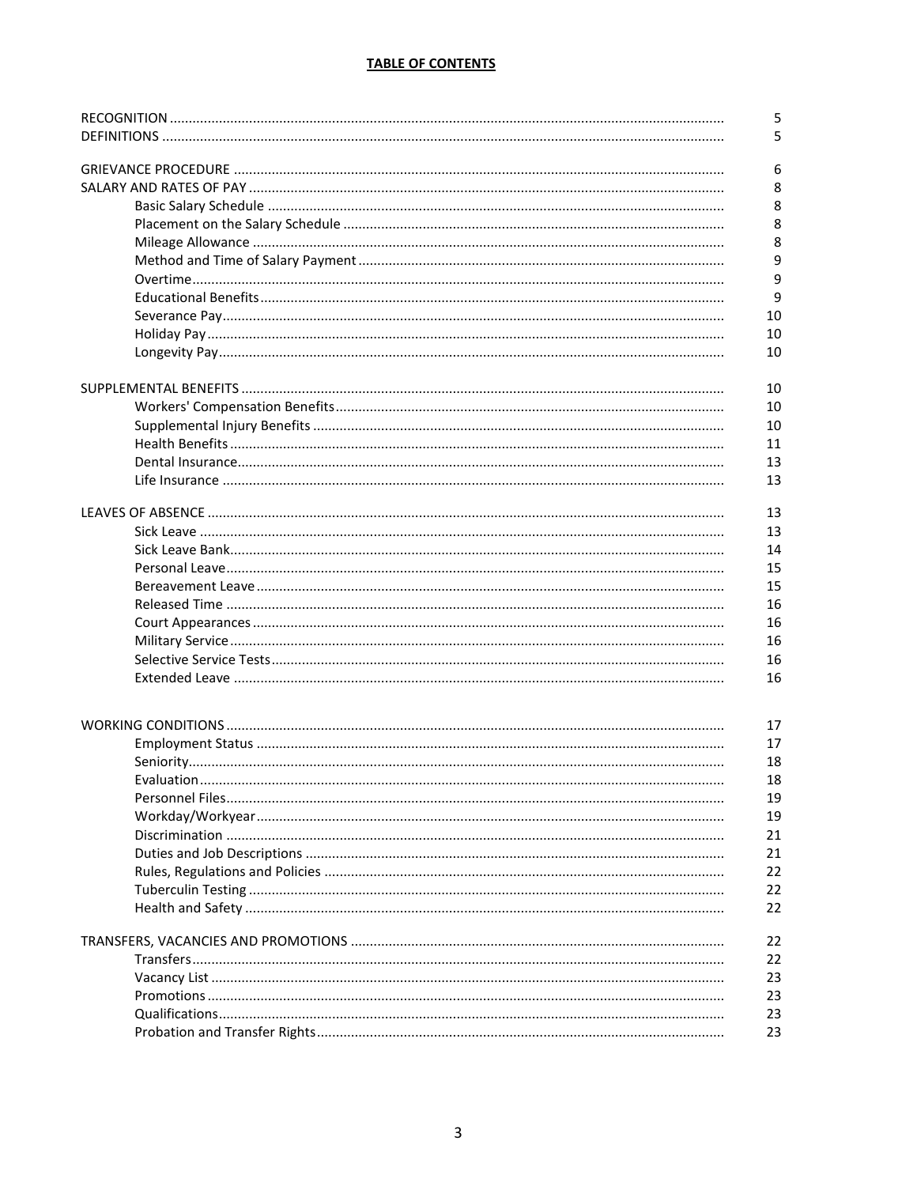**TABLE OF CONTENTS**

| | |
|---|---|
| RECOGNITION | 5 |
| DEFINITIONS | 5 |
| | |
| GRIEVANCE PROCEDURE | 6 |
| SALARY AND RATES OF PAY | 8 |
| Basic Salary Schedule | 8 |
| Placement on the Salary Schedule | 8 |
| Mileage Allowance | 8 |
| Method and Time of Salary Payment | 9 |
| Overtime | 9 |
| Educational Benefits | 9 |
| Severance Pay | 10 |
| Holiday Pay | 10 |
| Longevity Pay | 10 |
| | |
| SUPPLEMENTAL BENEFITS | 10 |
| Workers' Compensation Benefits | 10 |
| Supplemental Injury Benefits | 10 |
| Health Benefits | 11 |
| Dental Insurance | 13 |
| Life Insurance | 13 |
| | |
| LEAVES OF ABSENCE | 13 |
| Sick Leave | 13 |
| Sick Leave Bank | 14 |
| Personal Leave | 15 |
| Bereavement Leave | 15 |
| Released Time | 16 |
| Court Appearances | 16 |
| Military Service | 16 |
| Selective Service Tests | 16 |
| Extended Leave | 16 |
| | |
| WORKING CONDITIONS | 17 |
| Employment Status | 17 |
| Seniority | 18 |
| Evaluation | 18 |
| Personnel Files | 19 |
| Workday/Workyear | 19 |
| Discrimination | 21 |
| Duties and Job Descriptions | 21 |
| Rules, Regulations and Policies | 22 |
| Tuberculin Testing | 22 |
| Health and Safety | 22 |
| | |
| TRANSFERS, VACANCIES AND PROMOTIONS | 22 |
| Transfers | 22 |
| Vacancy List | 23 |
| Promotions | 23 |
| Qualifications | 23 |
| Probation and Transfer Rights | 23 |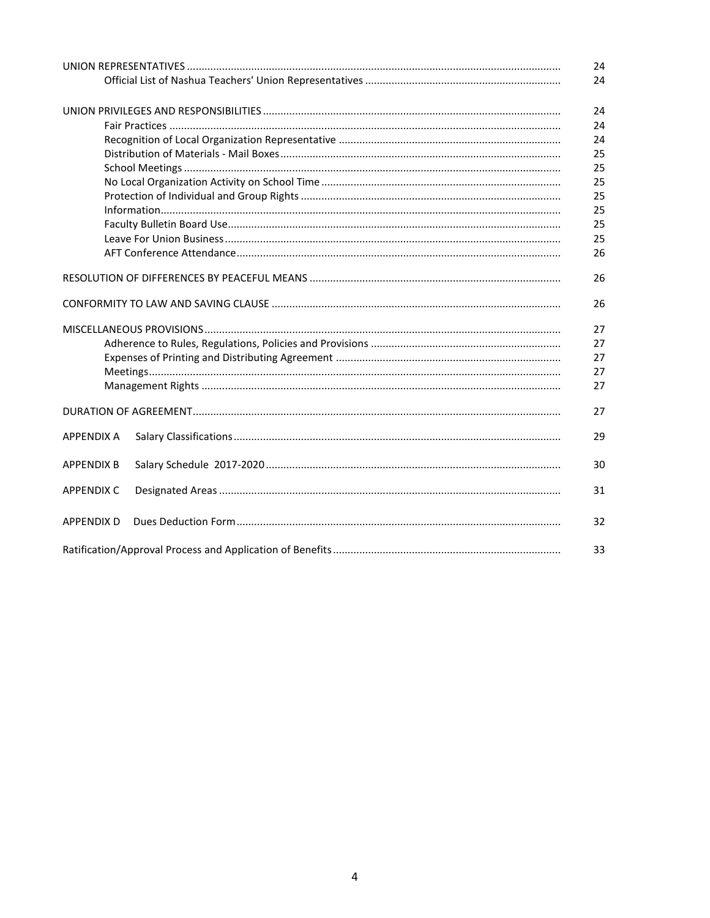| | |
|---|---|
| UNION REPRESENTATIVES | 24 |
| Official List of Nashua Teachers' Union Representatives | 24 |
| UNION PRIVILEGES AND RESPONSIBILITIES | 24 |
| Fair Practices | 24 |
| Recognition of Local Organization Representative | 24 |
| Distribution of Materials - Mail Boxes | 25 |
| School Meetings | 25 |
| No Local Organization Activity on School Time | 25 |
| Protection of Individual and Group Rights | 25 |
| Information | 25 |
| Faculty Bulletin Board Use | 25 |
| Leave For Union Business | 25 |
| AFT Conference Attendance | 26 |
| RESOLUTION OF DIFFERENCES BY PEACEFUL MEANS | 26 |
| CONFORMITY TO LAW AND SAVING CLAUSE | 26 |
| MISCELLANEOUS PROVISIONS | 27 |
| Adherence to Rules, Regulations, Policies and Provisions | 27 |
| Expenses of Printing and Distributing Agreement | 27 |
| Meetings | 27 |
| Management Rights | 27 |
| DURATION OF AGREEMENT | 27 |
| APPENDIX A Salary Classifications | 29 |
| APPENDIX B Salary Schedule 2017-2020 | 30 |
| APPENDIX C Designated Areas | 31 |
| APPENDIX D Dues Deduction Form | 32 |
| Ratification/Approval Process and Application of Benefits | 33 |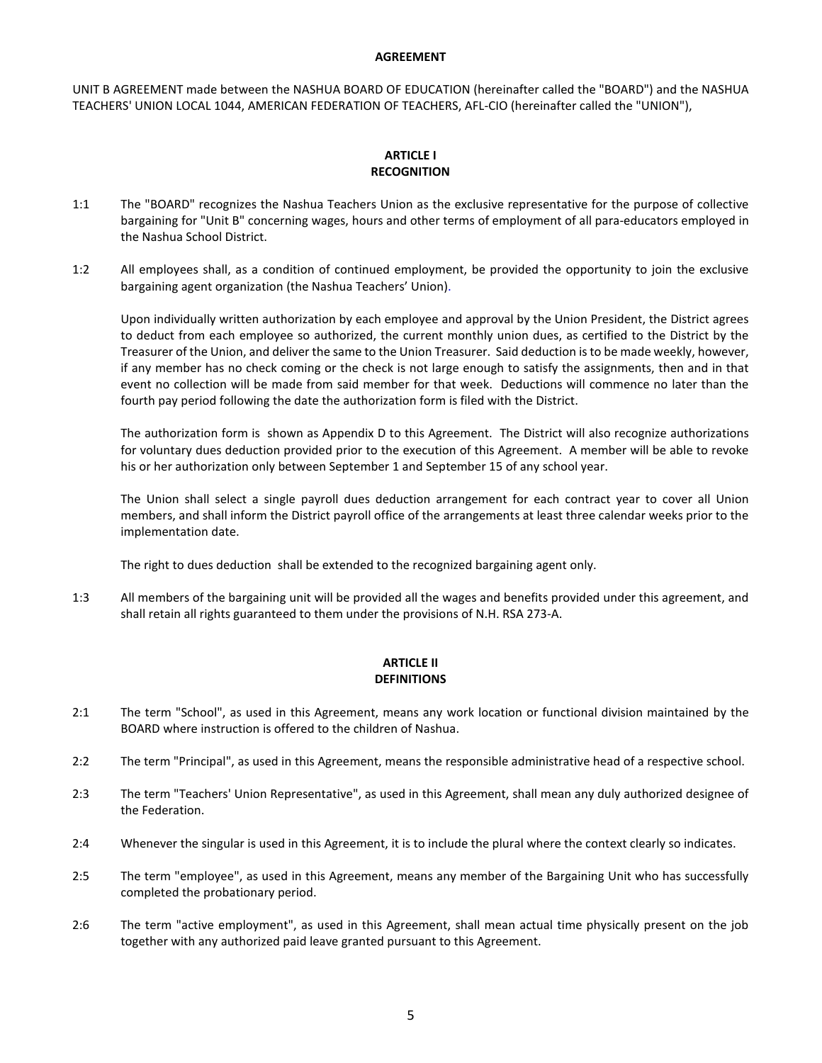## AGREEMENT

UNIT B AGREEMENT made between the NASHUA BOARD OF EDUCATION (hereinafter called the "BOARD") and the NASHUA TEACHERS' UNION LOCAL 1044, AMERICAN FEDERATION OF TEACHERS, AFL-CIO (hereinafter called the "UNION"),

## ARTICLE I
## RECOGNITION

1:1 The "BOARD" recognizes the Nashua Teachers Union as the exclusive representative for the purpose of collective bargaining for "Unit B" concerning wages, hours and other terms of employment of all para-educators employed in the Nashua School District.

1:2 All employees shall, as a condition of continued employment, be provided the opportunity to join the exclusive bargaining agent organization (the Nashua Teachers' Union).

Upon individually written authorization by each employee and approval by the Union President, the District agrees to deduct from each employee so authorized, the current monthly union dues, as certified to the District by the Treasurer of the Union, and deliver the same to the Union Treasurer. Said deduction is to be made weekly, however, if any member has no check coming or the check is not large enough to satisfy the assignments, then and in that event no collection will be made from said member for that week. Deductions will commence no later than the fourth pay period following the date the authorization form is filed with the District.

The authorization form is shown as Appendix D to this Agreement. The District will also recognize authorizations for voluntary dues deduction provided prior to the execution of this Agreement. A member will be able to revoke his or her authorization only between September 1 and September 15 of any school year.

The Union shall select a single payroll dues deduction arrangement for each contract year to cover all Union members, and shall inform the District payroll office of the arrangements at least three calendar weeks prior to the implementation date.

The right to dues deduction shall be extended to the recognized bargaining agent only.

1:3 All members of the bargaining unit will be provided all the wages and benefits provided under this agreement, and shall retain all rights guaranteed to them under the provisions of N.H. RSA 273-A.

## ARTICLE II
## DEFINITIONS

2:1 The term "School", as used in this Agreement, means any work location or functional division maintained by the BOARD where instruction is offered to the children of Nashua.

2:2 The term "Principal", as used in this Agreement, means the responsible administrative head of a respective school.

2:3 The term "Teachers' Union Representative", as used in this Agreement, shall mean any duly authorized designee of the Federation.

2:4 Whenever the singular is used in this Agreement, it is to include the plural where the context clearly so indicates.

2:5 The term "employee", as used in this Agreement, means any member of the Bargaining Unit who has successfully completed the probationary period.

2:6 The term "active employment", as used in this Agreement, shall mean actual time physically present on the job together with any authorized paid leave granted pursuant to this Agreement.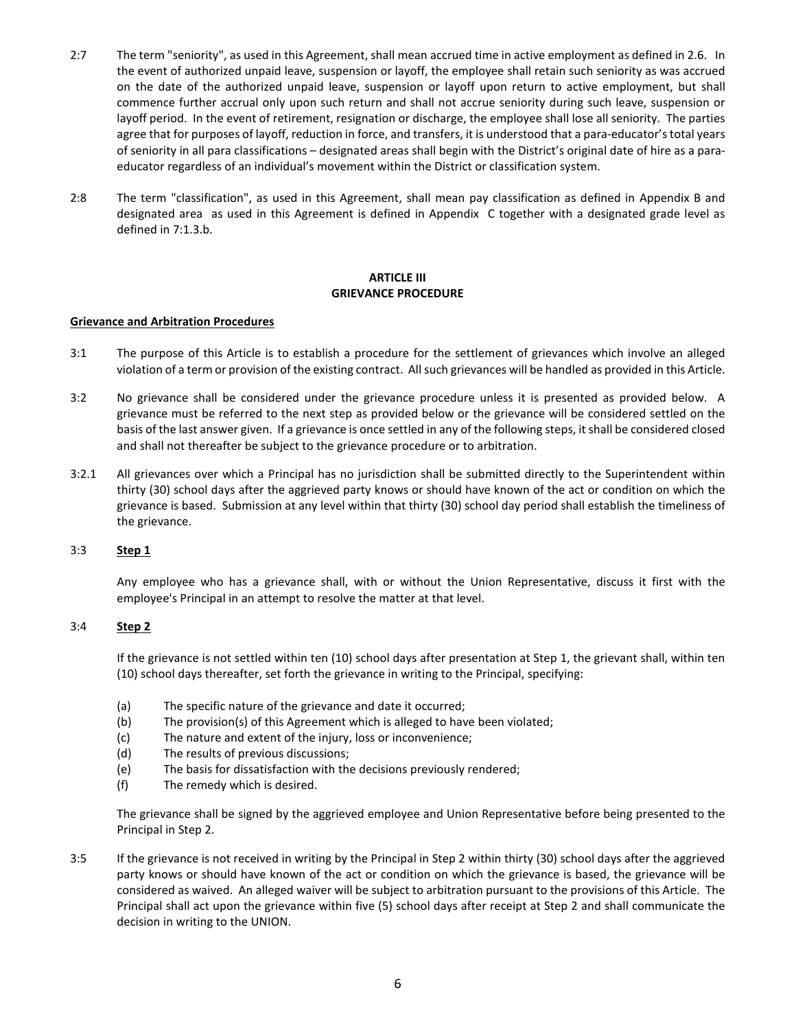2:7 The term "seniority", as used in this Agreement, shall mean accrued time in active employment as defined in 2.6. In the event of authorized unpaid leave, suspension or layoff, the employee shall retain such seniority as was accrued on the date of the authorized unpaid leave, suspension or layoff upon return to active employment, but shall commence further accrual only upon such return and shall not accrue seniority during such leave, suspension or layoff period. In the event of retirement, resignation or discharge, the employee shall lose all seniority. The parties agree that for purposes of layoff, reduction in force, and transfers, it is understood that a para-educator's total years of seniority in all para classifications – designated areas shall begin with the District's original date of hire as a para-educator regardless of an individual's movement within the District or classification system.

2:8 The term "classification", as used in this Agreement, shall mean pay classification as defined in Appendix B and designated area as used in this Agreement is defined in Appendix C together with a designated grade level as defined in 7:1.3.b.

## ARTICLE III
## GRIEVANCE PROCEDURE

**Grievance and Arbitration Procedures**

3:1 The purpose of this Article is to establish a procedure for the settlement of grievances which involve an alleged violation of a term or provision of the existing contract. All such grievances will be handled as provided in this Article.

3:2 No grievance shall be considered under the grievance procedure unless it is presented as provided below. A grievance must be referred to the next step as provided below or the grievance will be considered settled on the basis of the last answer given. If a grievance is once settled in any of the following steps, it shall be considered closed and shall not thereafter be subject to the grievance procedure or to arbitration.

3:2.1 All grievances over which a Principal has no jurisdiction shall be submitted directly to the Superintendent within thirty (30) school days after the aggrieved party knows or should have known of the act or condition on which the grievance is based. Submission at any level within that thirty (30) school day period shall establish the timeliness of the grievance.

3:3 **Step 1**

Any employee who has a grievance shall, with or without the Union Representative, discuss it first with the employee's Principal in an attempt to resolve the matter at that level.

3:4 **Step 2**

If the grievance is not settled within ten (10) school days after presentation at Step 1, the grievant shall, within ten (10) school days thereafter, set forth the grievance in writing to the Principal, specifying:

(a) The specific nature of the grievance and date it occurred;
(b) The provision(s) of this Agreement which is alleged to have been violated;
(c) The nature and extent of the injury, loss or inconvenience;
(d) The results of previous discussions;
(e) The basis for dissatisfaction with the decisions previously rendered;
(f) The remedy which is desired.

The grievance shall be signed by the aggrieved employee and Union Representative before being presented to the Principal in Step 2.

3:5 If the grievance is not received in writing by the Principal in Step 2 within thirty (30) school days after the aggrieved party knows or should have known of the act or condition on which the grievance is based, the grievance will be considered as waived. An alleged waiver will be subject to arbitration pursuant to the provisions of this Article. The Principal shall act upon the grievance within five (5) school days after receipt at Step 2 and shall communicate the decision in writing to the UNION.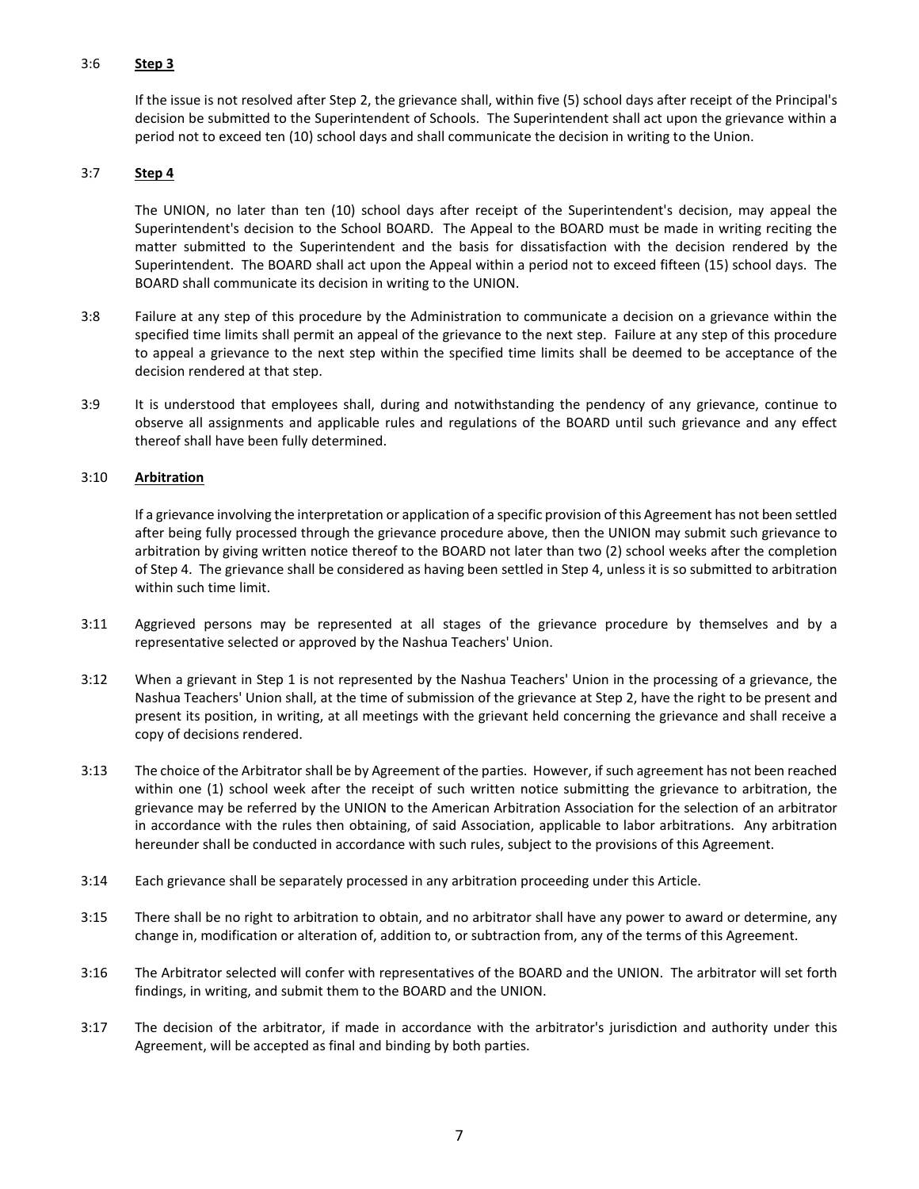3:6 **Step 3**

If the issue is not resolved after Step 2, the grievance shall, within five (5) school days after receipt of the Principal's decision be submitted to the Superintendent of Schools. The Superintendent shall act upon the grievance within a period not to exceed ten (10) school days and shall communicate the decision in writing to the Union.

3:7 **Step 4**

The UNION, no later than ten (10) school days after receipt of the Superintendent's decision, may appeal the Superintendent's decision to the School BOARD. The Appeal to the BOARD must be made in writing reciting the matter submitted to the Superintendent and the basis for dissatisfaction with the decision rendered by the Superintendent. The BOARD shall act upon the Appeal within a period not to exceed fifteen (15) school days. The BOARD shall communicate its decision in writing to the UNION.

3:8 Failure at any step of this procedure by the Administration to communicate a decision on a grievance within the specified time limits shall permit an appeal of the grievance to the next step. Failure at any step of this procedure to appeal a grievance to the next step within the specified time limits shall be deemed to be acceptance of the decision rendered at that step.

3:9 It is understood that employees shall, during and notwithstanding the pendency of any grievance, continue to observe all assignments and applicable rules and regulations of the BOARD until such grievance and any effect thereof shall have been fully determined.

3:10 **Arbitration**

If a grievance involving the interpretation or application of a specific provision of this Agreement has not been settled after being fully processed through the grievance procedure above, then the UNION may submit such grievance to arbitration by giving written notice thereof to the BOARD not later than two (2) school weeks after the completion of Step 4. The grievance shall be considered as having been settled in Step 4, unless it is so submitted to arbitration within such time limit.

3:11 Aggrieved persons may be represented at all stages of the grievance procedure by themselves and by a representative selected or approved by the Nashua Teachers' Union.

3:12 When a grievant in Step 1 is not represented by the Nashua Teachers' Union in the processing of a grievance, the Nashua Teachers' Union shall, at the time of submission of the grievance at Step 2, have the right to be present and present its position, in writing, at all meetings with the grievant held concerning the grievance and shall receive a copy of decisions rendered.

3:13 The choice of the Arbitrator shall be by Agreement of the parties. However, if such agreement has not been reached within one (1) school week after the receipt of such written notice submitting the grievance to arbitration, the grievance may be referred by the UNION to the American Arbitration Association for the selection of an arbitrator in accordance with the rules then obtaining, of said Association, applicable to labor arbitrations. Any arbitration hereunder shall be conducted in accordance with such rules, subject to the provisions of this Agreement.

3:14 Each grievance shall be separately processed in any arbitration proceeding under this Article.

3:15 There shall be no right to arbitration to obtain, and no arbitrator shall have any power to award or determine, any change in, modification or alteration of, addition to, or subtraction from, any of the terms of this Agreement.

3:16 The Arbitrator selected will confer with representatives of the BOARD and the UNION. The arbitrator will set forth findings, in writing, and submit them to the BOARD and the UNION.

3:17 The decision of the arbitrator, if made in accordance with the arbitrator's jurisdiction and authority under this Agreement, will be accepted as final and binding by both parties.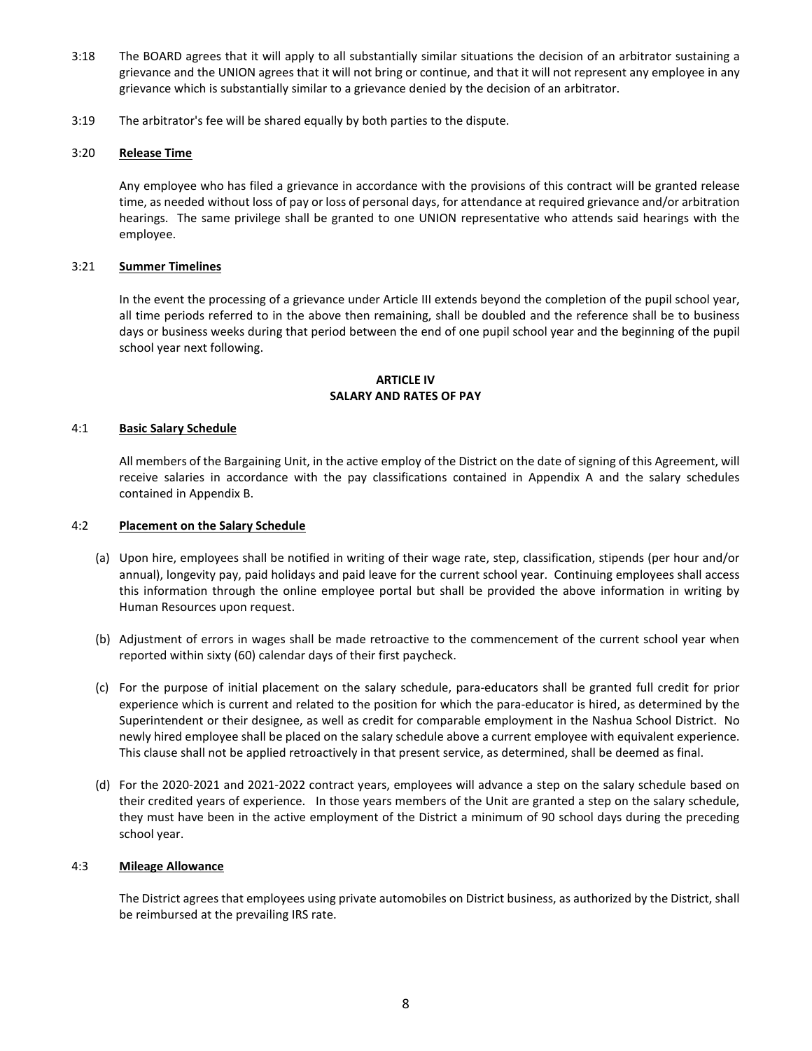3:18 The BOARD agrees that it will apply to all substantially similar situations the decision of an arbitrator sustaining a grievance and the UNION agrees that it will not bring or continue, and that it will not represent any employee in any grievance which is substantially similar to a grievance denied by the decision of an arbitrator.

3:19 The arbitrator's fee will be shared equally by both parties to the dispute.

3:20 **Release Time**

Any employee who has filed a grievance in accordance with the provisions of this contract will be granted release time, as needed without loss of pay or loss of personal days, for attendance at required grievance and/or arbitration hearings. The same privilege shall be granted to one UNION representative who attends said hearings with the employee.

3:21 **Summer Timelines**

In the event the processing of a grievance under Article III extends beyond the completion of the pupil school year, all time periods referred to in the above then remaining, shall be doubled and the reference shall be to business days or business weeks during that period between the end of one pupil school year and the beginning of the pupil school year next following.

## ARTICLE IV
## SALARY AND RATES OF PAY

4:1 **Basic Salary Schedule**

All members of the Bargaining Unit, in the active employ of the District on the date of signing of this Agreement, will receive salaries in accordance with the pay classifications contained in Appendix A and the salary schedules contained in Appendix B.

4:2 **Placement on the Salary Schedule**

(a) Upon hire, employees shall be notified in writing of their wage rate, step, classification, stipends (per hour and/or annual), longevity pay, paid holidays and paid leave for the current school year. Continuing employees shall access this information through the online employee portal but shall be provided the above information in writing by Human Resources upon request.

(b) Adjustment of errors in wages shall be made retroactive to the commencement of the current school year when reported within sixty (60) calendar days of their first paycheck.

(c) For the purpose of initial placement on the salary schedule, para-educators shall be granted full credit for prior experience which is current and related to the position for which the para-educator is hired, as determined by the Superintendent or their designee, as well as credit for comparable employment in the Nashua School District. No newly hired employee shall be placed on the salary schedule above a current employee with equivalent experience. This clause shall not be applied retroactively in that present service, as determined, shall be deemed as final.

(d) For the 2020-2021 and 2021-2022 contract years, employees will advance a step on the salary schedule based on their credited years of experience. In those years members of the Unit are granted a step on the salary schedule, they must have been in the active employment of the District a minimum of 90 school days during the preceding school year.

4:3 **Mileage Allowance**

The District agrees that employees using private automobiles on District business, as authorized by the District, shall be reimbursed at the prevailing IRS rate.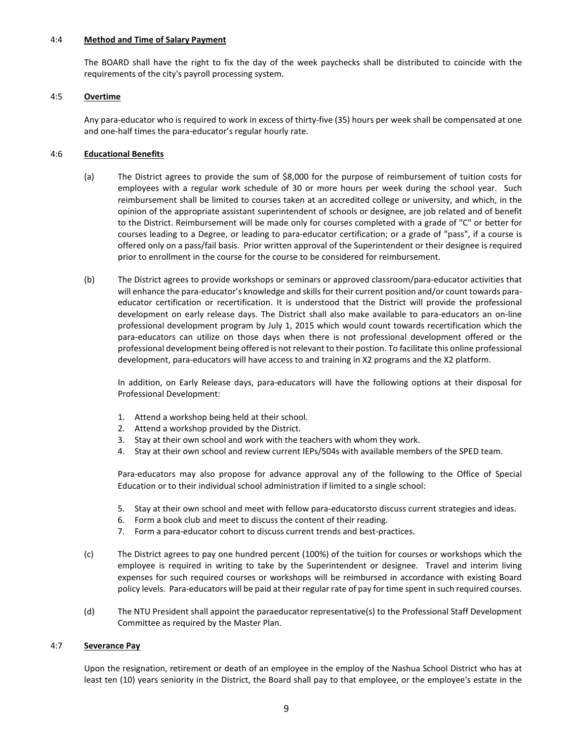### 4:4 **Method and Time of Salary Payment**

The BOARD shall have the right to fix the day of the week paychecks shall be distributed to coincide with the requirements of the city's payroll processing system.

### 4:5 **Overtime**

Any para-educator who is required to work in excess of thirty-five (35) hours per week shall be compensated at one and one-half times the para-educator's regular hourly rate.

### 4:6 **Educational Benefits**

(a) The District agrees to provide the sum of $8,000 for the purpose of reimbursement of tuition costs for employees with a regular work schedule of 30 or more hours per week during the school year. Such reimbursement shall be limited to courses taken at an accredited college or university, and which, in the opinion of the appropriate assistant superintendent of schools or designee, are job related and of benefit to the District. Reimbursement will be made only for courses completed with a grade of "C" or better for courses leading to a Degree, or leading to para-educator certification; or a grade of "pass", if a course is offered only on a pass/fail basis. Prior written approval of the Superintendent or their designee is required prior to enrollment in the course for the course to be considered for reimbursement.

(b) The District agrees to provide workshops or seminars or approved classroom/para-educator activities that will enhance the para-educator's knowledge and skills for their current position and/or count towards para-educator certification or recertification. It is understood that the District will provide the professional development on early release days. The District shall also make available to para-educators an on-line professional development program by July 1, 2015 which would count towards recertification which the para-educators can utilize on those days when there is not professional development offered or the professional development being offered is not relevant to their postion. To facilitate this online professional development, para-educators will have access to and training in X2 programs and the X2 platform.

In addition, on Early Release days, para-educators will have the following options at their disposal for Professional Development:

1. Attend a workshop being held at their school.
2. Attend a workshop provided by the District.
3. Stay at their own school and work with the teachers with whom they work.
4. Stay at their own school and review current IEPs/504s with available members of the SPED team.

Para-educators may also propose for advance approval any of the following to the Office of Special Education or to their individual school administration if limited to a single school:

5. Stay at their own school and meet with fellow para-educatorsto discuss current strategies and ideas.
6. Form a book club and meet to discuss the content of their reading.
7. Form a para-educator cohort to discuss current trends and best-practices.

(c) The District agrees to pay one hundred percent (100%) of the tuition for courses or workshops which the employee is required in writing to take by the Superintendent or designee. Travel and interim living expenses for such required courses or workshops will be reimbursed in accordance with existing Board policy levels. Para-educators will be paid at their regular rate of pay for time spent in such required courses.

(d) The NTU President shall appoint the paraeducator representative(s) to the Professional Staff Development Committee as required by the Master Plan.

### 4:7 **Severance Pay**

Upon the resignation, retirement or death of an employee in the employ of the Nashua School District who has at least ten (10) years seniority in the District, the Board shall pay to that employee, or the employee's estate in the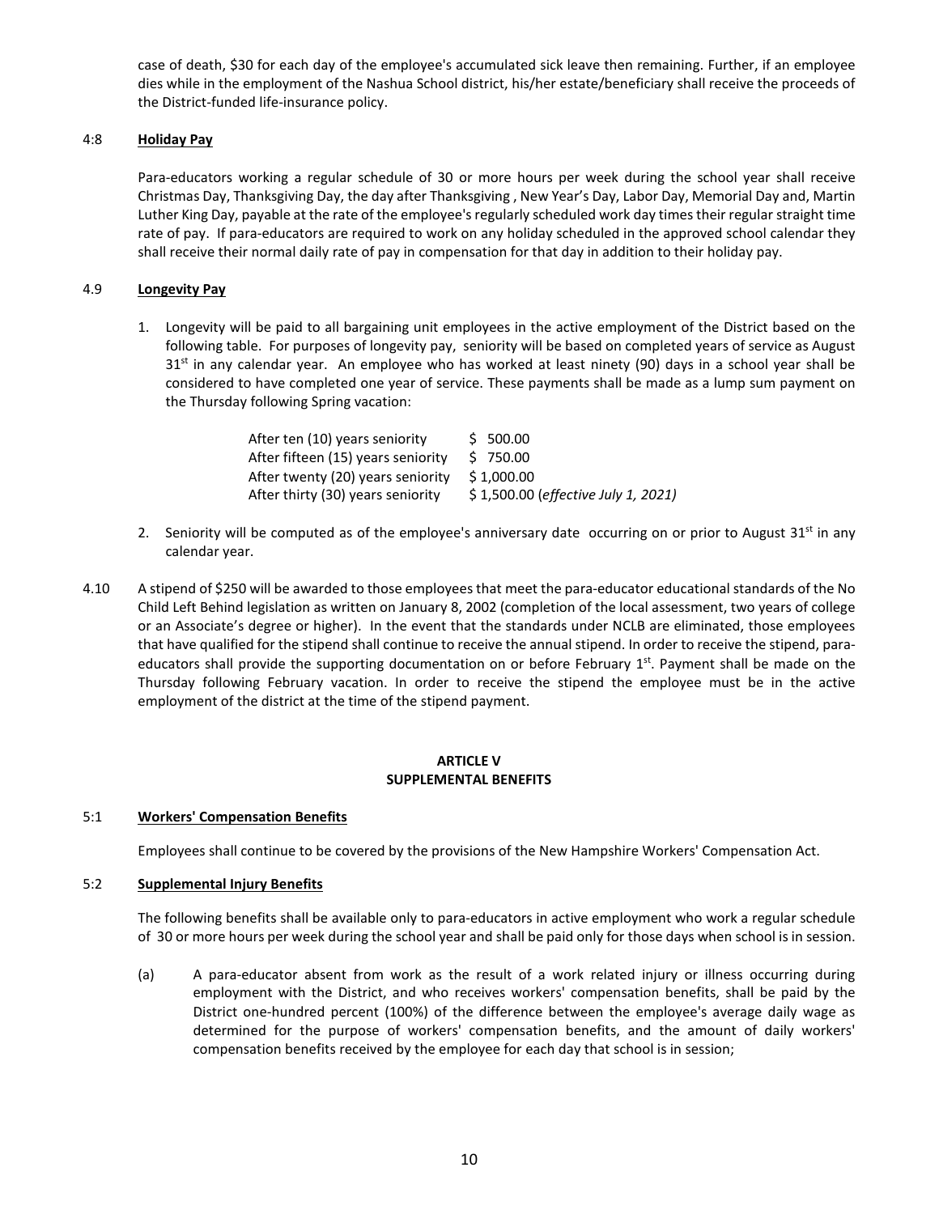case of death, $30 for each day of the employee's accumulated sick leave then remaining. Further, if an employee dies while in the employment of the Nashua School district, his/her estate/beneficiary shall receive the proceeds of the District-funded life-insurance policy.

4:8 **Holiday Pay**

Para-educators working a regular schedule of 30 or more hours per week during the school year shall receive Christmas Day, Thanksgiving Day, the day after Thanksgiving , New Year's Day, Labor Day, Memorial Day and, Martin Luther King Day, payable at the rate of the employee's regularly scheduled work day times their regular straight time rate of pay. If para-educators are required to work on any holiday scheduled in the approved school calendar they shall receive their normal daily rate of pay in compensation for that day in addition to their holiday pay.

4.9 **Longevity Pay**

1. Longevity will be paid to all bargaining unit employees in the active employment of the District based on the following table. For purposes of longevity pay, seniority will be based on completed years of service as August 31st in any calendar year. An employee who has worked at least ninety (90) days in a school year shall be considered to have completed one year of service. These payments shall be made as a lump sum payment on the Thursday following Spring vacation:

| | |
|---|---|
| After ten (10) years seniority | $ 500.00 |
| After fifteen (15) years seniority | $ 750.00 |
| After twenty (20) years seniority | $ 1,000.00 |
| After thirty (30) years seniority | $ 1,500.00 (*effective July 1, 2021)* |

2. Seniority will be computed as of the employee's anniversary date occurring on or prior to August 31st in any calendar year.

4.10 A stipend of $250 will be awarded to those employees that meet the para-educator educational standards of the No Child Left Behind legislation as written on January 8, 2002 (completion of the local assessment, two years of college or an Associate's degree or higher). In the event that the standards under NCLB are eliminated, those employees that have qualified for the stipend shall continue to receive the annual stipend. In order to receive the stipend, para-educators shall provide the supporting documentation on or before February 1st. Payment shall be made on the Thursday following February vacation. In order to receive the stipend the employee must be in the active employment of the district at the time of the stipend payment.

## ARTICLE V
## SUPPLEMENTAL BENEFITS

5:1 **Workers' Compensation Benefits**

Employees shall continue to be covered by the provisions of the New Hampshire Workers' Compensation Act.

5:2 **Supplemental Injury Benefits**

The following benefits shall be available only to para-educators in active employment who work a regular schedule of 30 or more hours per week during the school year and shall be paid only for those days when school is in session.

(a) A para-educator absent from work as the result of a work related injury or illness occurring during employment with the District, and who receives workers' compensation benefits, shall be paid by the District one-hundred percent (100%) of the difference between the employee's average daily wage as determined for the purpose of workers' compensation benefits, and the amount of daily workers' compensation benefits received by the employee for each day that school is in session;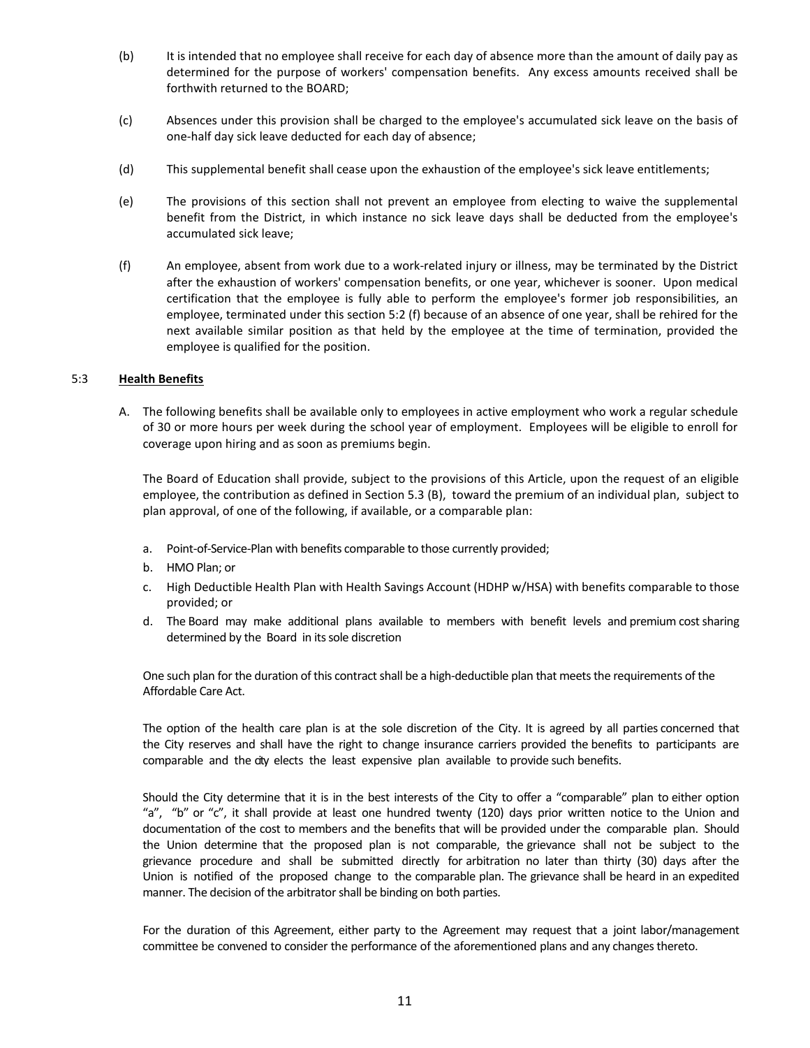(b) It is intended that no employee shall receive for each day of absence more than the amount of daily pay as determined for the purpose of workers' compensation benefits. Any excess amounts received shall be forthwith returned to the BOARD;

(c) Absences under this provision shall be charged to the employee's accumulated sick leave on the basis of one-half day sick leave deducted for each day of absence;

(d) This supplemental benefit shall cease upon the exhaustion of the employee's sick leave entitlements;

(e) The provisions of this section shall not prevent an employee from electing to waive the supplemental benefit from the District, in which instance no sick leave days shall be deducted from the employee's accumulated sick leave;

(f) An employee, absent from work due to a work-related injury or illness, may be terminated by the District after the exhaustion of workers' compensation benefits, or one year, whichever is sooner. Upon medical certification that the employee is fully able to perform the employee's former job responsibilities, an employee, terminated under this section 5:2 (f) because of an absence of one year, shall be rehired for the next available similar position as that held by the employee at the time of termination, provided the employee is qualified for the position.

5:3 **Health Benefits**

A. The following benefits shall be available only to employees in active employment who work a regular schedule of 30 or more hours per week during the school year of employment. Employees will be eligible to enroll for coverage upon hiring and as soon as premiums begin.

The Board of Education shall provide, subject to the provisions of this Article, upon the request of an eligible employee, the contribution as defined in Section 5.3 (B), toward the premium of an individual plan, subject to plan approval, of one of the following, if available, or a comparable plan:

a. Point-of-Service-Plan with benefits comparable to those currently provided;
b. HMO Plan; or
c. High Deductible Health Plan with Health Savings Account (HDHP w/HSA) with benefits comparable to those provided; or
d. The Board may make additional plans available to members with benefit levels and premium cost sharing determined by the Board in its sole discretion

One such plan for the duration of this contract shall be a high-deductible plan that meets the requirements of the Affordable Care Act.

The option of the health care plan is at the sole discretion of the City. It is agreed by all parties concerned that the City reserves and shall have the right to change insurance carriers provided the benefits to participants are comparable and the city elects the least expensive plan available to provide such benefits.

Should the City determine that it is in the best interests of the City to offer a "comparable" plan to either option "a", "b" or "c", it shall provide at least one hundred twenty (120) days prior written notice to the Union and documentation of the cost to members and the benefits that will be provided under the comparable plan. Should the Union determine that the proposed plan is not comparable, the grievance shall not be subject to the grievance procedure and shall be submitted directly for arbitration no later than thirty (30) days after the Union is notified of the proposed change to the comparable plan. The grievance shall be heard in an expedited manner. The decision of the arbitrator shall be binding on both parties.

For the duration of this Agreement, either party to the Agreement may request that a joint labor/management committee be convened to consider the performance of the aforementioned plans and any changes thereto.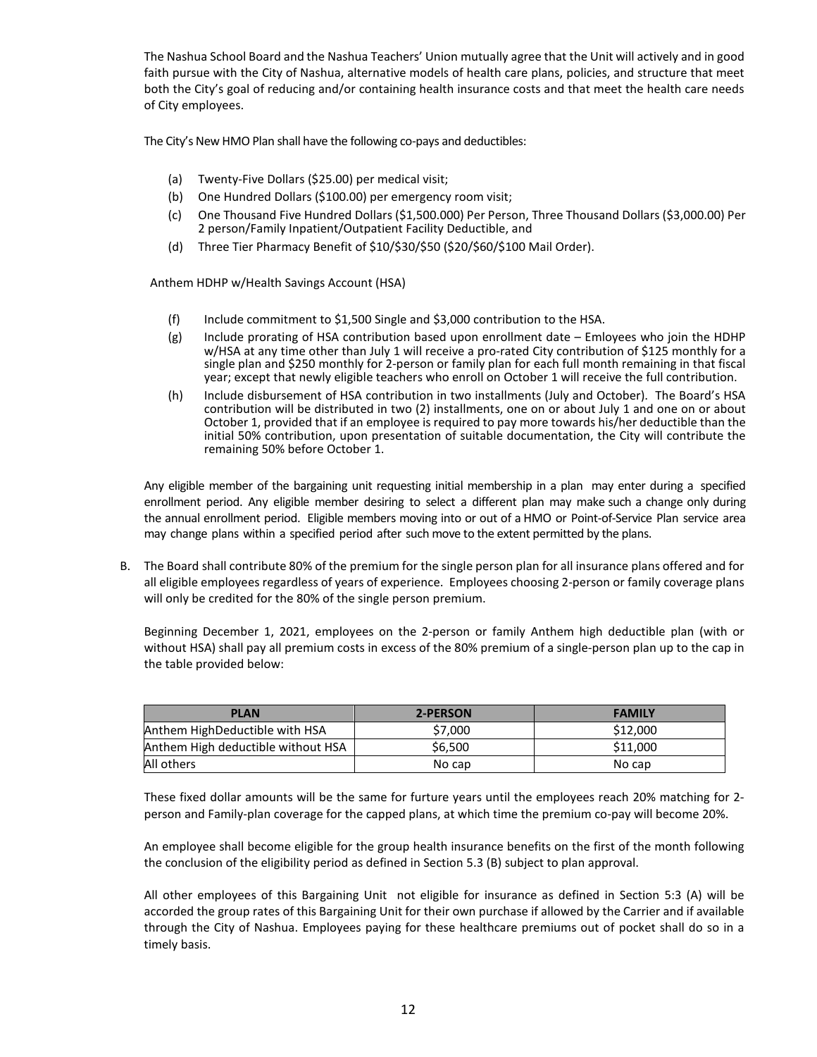The Nashua School Board and the Nashua Teachers' Union mutually agree that the Unit will actively and in good faith pursue with the City of Nashua, alternative models of health care plans, policies, and structure that meet both the City's goal of reducing and/or containing health insurance costs and that meet the health care needs of City employees.

The City's New HMO Plan shall have the following co-pays and deductibles:

(a) Twenty-Five Dollars ($25.00) per medical visit;
(b) One Hundred Dollars ($100.00) per emergency room visit;
(c) One Thousand Five Hundred Dollars ($1,500.000) Per Person, Three Thousand Dollars ($3,000.00) Per 2 person/Family Inpatient/Outpatient Facility Deductible, and
(d) Three Tier Pharmacy Benefit of $10/$30/$50 ($20/$60/$100 Mail Order).

Anthem HDHP w/Health Savings Account (HSA)

(f) Include commitment to $1,500 Single and $3,000 contribution to the HSA.
(g) Include prorating of HSA contribution based upon enrollment date – Emloyees who join the HDHP w/HSA at any time other than July 1 will receive a pro-rated City contribution of $125 monthly for a single plan and $250 monthly for 2-person or family plan for each full month remaining in that fiscal year; except that newly eligible teachers who enroll on October 1 will receive the full contribution.
(h) Include disbursement of HSA contribution in two installments (July and October). The Board's HSA contribution will be distributed in two (2) installments, one on or about July 1 and one on or about October 1, provided that if an employee is required to pay more towards his/her deductible than the initial 50% contribution, upon presentation of suitable documentation, the City will contribute the remaining 50% before October 1.

Any eligible member of the bargaining unit requesting initial membership in a plan may enter during a specified enrollment period. Any eligible member desiring to select a different plan may make such a change only during the annual enrollment period. Eligible members moving into or out of a HMO or Point-of-Service Plan service area may change plans within a specified period after such move to the extent permitted by the plans.

B. The Board shall contribute 80% of the premium for the single person plan for all insurance plans offered and for all eligible employees regardless of years of experience. Employees choosing 2-person or family coverage plans will only be credited for the 80% of the single person premium.

Beginning December 1, 2021, employees on the 2-person or family Anthem high deductible plan (with or without HSA) shall pay all premium costs in excess of the 80% premium of a single-person plan up to the cap in the table provided below:

| PLAN | 2-PERSON | FAMILY |
|---|---|---|
| Anthem HighDeductible with HSA | $7,000 | $12,000 |
| Anthem High deductible without HSA | $6,500 | $11,000 |
| All others | No cap | No cap |

These fixed dollar amounts will be the same for furture years until the employees reach 20% matching for 2-person and Family-plan coverage for the capped plans, at which time the premium co-pay will become 20%.

An employee shall become eligible for the group health insurance benefits on the first of the month following the conclusion of the eligibility period as defined in Section 5.3 (B) subject to plan approval.

All other employees of this Bargaining Unit not eligible for insurance as defined in Section 5:3 (A) will be accorded the group rates of this Bargaining Unit for their own purchase if allowed by the Carrier and if available through the City of Nashua. Employees paying for these healthcare premiums out of pocket shall do so in a timely basis.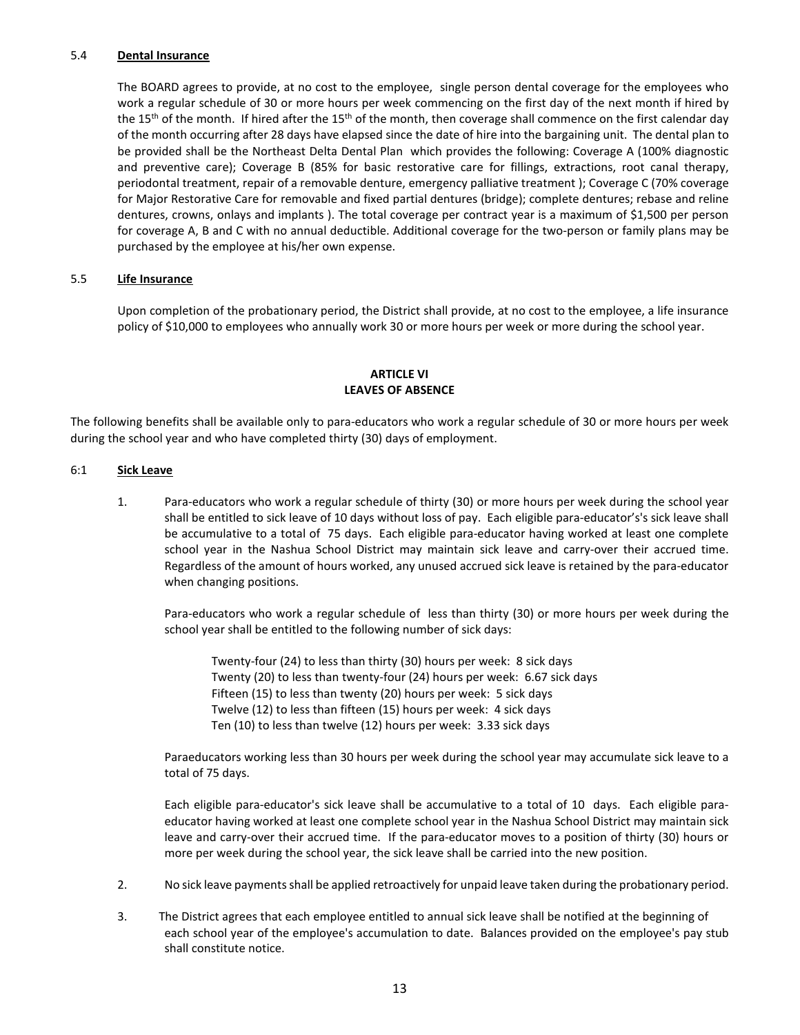5.4 **Dental Insurance**

The BOARD agrees to provide, at no cost to the employee, single person dental coverage for the employees who work a regular schedule of 30 or more hours per week commencing on the first day of the next month if hired by the 15th of the month. If hired after the 15th of the month, then coverage shall commence on the first calendar day of the month occurring after 28 days have elapsed since the date of hire into the bargaining unit. The dental plan to be provided shall be the Northeast Delta Dental Plan which provides the following: Coverage A (100% diagnostic and preventive care); Coverage B (85% for basic restorative care for fillings, extractions, root canal therapy, periodontal treatment, repair of a removable denture, emergency palliative treatment ); Coverage C (70% coverage for Major Restorative Care for removable and fixed partial dentures (bridge); complete dentures; rebase and reline dentures, crowns, onlays and implants ). The total coverage per contract year is a maximum of $1,500 per person for coverage A, B and C with no annual deductible. Additional coverage for the two-person or family plans may be purchased by the employee at his/her own expense.

5.5 **Life Insurance**

Upon completion of the probationary period, the District shall provide, at no cost to the employee, a life insurance policy of $10,000 to employees who annually work 30 or more hours per week or more during the school year.

## ARTICLE VI
## LEAVES OF ABSENCE

The following benefits shall be available only to para-educators who work a regular schedule of 30 or more hours per week during the school year and who have completed thirty (30) days of employment.

6:1 **Sick Leave**

1. Para-educators who work a regular schedule of thirty (30) or more hours per week during the school year shall be entitled to sick leave of 10 days without loss of pay. Each eligible para-educator's's sick leave shall be accumulative to a total of 75 days. Each eligible para-educator having worked at least one complete school year in the Nashua School District may maintain sick leave and carry-over their accrued time. Regardless of the amount of hours worked, any unused accrued sick leave is retained by the para-educator when changing positions.

   Para-educators who work a regular schedule of less than thirty (30) or more hours per week during the school year shall be entitled to the following number of sick days:

   Twenty-four (24) to less than thirty (30) hours per week: 8 sick days
   Twenty (20) to less than twenty-four (24) hours per week: 6.67 sick days
   Fifteen (15) to less than twenty (20) hours per week: 5 sick days
   Twelve (12) to less than fifteen (15) hours per week: 4 sick days
   Ten (10) to less than twelve (12) hours per week: 3.33 sick days

   Paraeducators working less than 30 hours per week during the school year may accumulate sick leave to a total of 75 days.

   Each eligible para-educator's sick leave shall be accumulative to a total of 10 days. Each eligible para-educator having worked at least one complete school year in the Nashua School District may maintain sick leave and carry-over their accrued time. If the para-educator moves to a position of thirty (30) hours or more per week during the school year, the sick leave shall be carried into the new position.

2. No sick leave payments shall be applied retroactively for unpaid leave taken during the probationary period.

3. The District agrees that each employee entitled to annual sick leave shall be notified at the beginning of each school year of the employee's accumulation to date. Balances provided on the employee's pay stub shall constitute notice.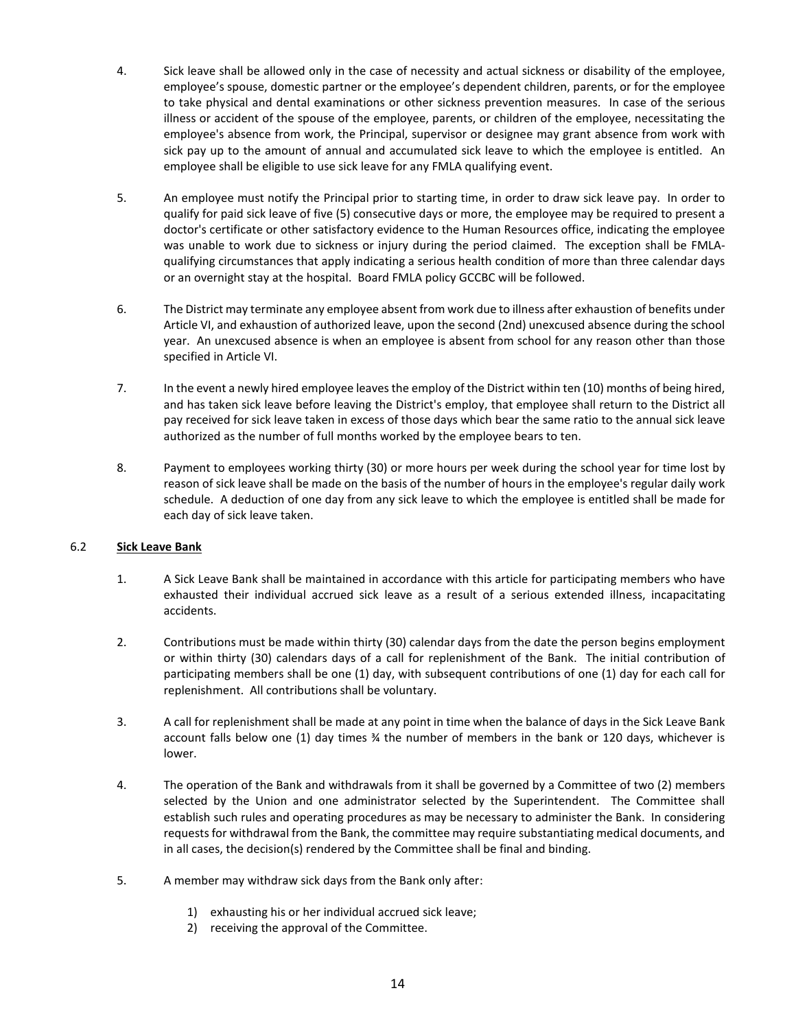4. Sick leave shall be allowed only in the case of necessity and actual sickness or disability of the employee, employee's spouse, domestic partner or the employee's dependent children, parents, or for the employee to take physical and dental examinations or other sickness prevention measures. In case of the serious illness or accident of the spouse of the employee, parents, or children of the employee, necessitating the employee's absence from work, the Principal, supervisor or designee may grant absence from work with sick pay up to the amount of annual and accumulated sick leave to which the employee is entitled. An employee shall be eligible to use sick leave for any FMLA qualifying event.

5. An employee must notify the Principal prior to starting time, in order to draw sick leave pay. In order to qualify for paid sick leave of five (5) consecutive days or more, the employee may be required to present a doctor's certificate or other satisfactory evidence to the Human Resources office, indicating the employee was unable to work due to sickness or injury during the period claimed. The exception shall be FMLA-qualifying circumstances that apply indicating a serious health condition of more than three calendar days or an overnight stay at the hospital. Board FMLA policy GCCBC will be followed.

6. The District may terminate any employee absent from work due to illness after exhaustion of benefits under Article VI, and exhaustion of authorized leave, upon the second (2nd) unexcused absence during the school year. An unexcused absence is when an employee is absent from school for any reason other than those specified in Article VI.

7. In the event a newly hired employee leaves the employ of the District within ten (10) months of being hired, and has taken sick leave before leaving the District's employ, that employee shall return to the District all pay received for sick leave taken in excess of those days which bear the same ratio to the annual sick leave authorized as the number of full months worked by the employee bears to ten.

8. Payment to employees working thirty (30) or more hours per week during the school year for time lost by reason of sick leave shall be made on the basis of the number of hours in the employee's regular daily work schedule. A deduction of one day from any sick leave to which the employee is entitled shall be made for each day of sick leave taken.

6.2 **Sick Leave Bank**

1. A Sick Leave Bank shall be maintained in accordance with this article for participating members who have exhausted their individual accrued sick leave as a result of a serious extended illness, incapacitating accidents.

2. Contributions must be made within thirty (30) calendar days from the date the person begins employment or within thirty (30) calendars days of a call for replenishment of the Bank. The initial contribution of participating members shall be one (1) day, with subsequent contributions of one (1) day for each call for replenishment. All contributions shall be voluntary.

3. A call for replenishment shall be made at any point in time when the balance of days in the Sick Leave Bank account falls below one (1) day times ¾ the number of members in the bank or 120 days, whichever is lower.

4. The operation of the Bank and withdrawals from it shall be governed by a Committee of two (2) members selected by the Union and one administrator selected by the Superintendent. The Committee shall establish such rules and operating procedures as may be necessary to administer the Bank. In considering requests for withdrawal from the Bank, the committee may require substantiating medical documents, and in all cases, the decision(s) rendered by the Committee shall be final and binding.

5. A member may withdraw sick days from the Bank only after:

    1) exhausting his or her individual accrued sick leave;
    2) receiving the approval of the Committee.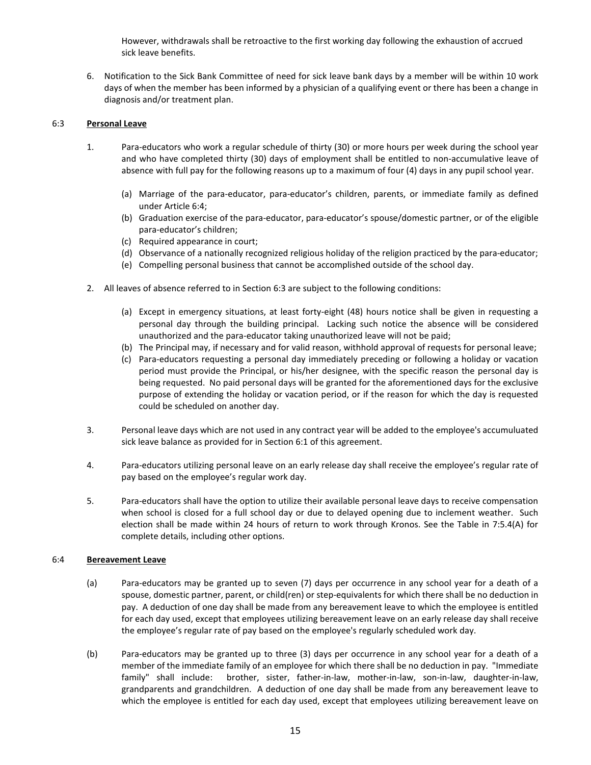However, withdrawals shall be retroactive to the first working day following the exhaustion of accrued sick leave benefits.

6. Notification to the Sick Bank Committee of need for sick leave bank days by a member will be within 10 work days of when the member has been informed by a physician of a qualifying event or there has been a change in diagnosis and/or treatment plan.

## 6:3 **Personal Leave**

1. Para-educators who work a regular schedule of thirty (30) or more hours per week during the school year and who have completed thirty (30) days of employment shall be entitled to non-accumulative leave of absence with full pay for the following reasons up to a maximum of four (4) days in any pupil school year.

   (a) Marriage of the para-educator, para-educator's children, parents, or immediate family as defined under Article 6:4;
   (b) Graduation exercise of the para-educator, para-educator's spouse/domestic partner, or of the eligible para-educator's children;
   (c) Required appearance in court;
   (d) Observance of a nationally recognized religious holiday of the religion practiced by the para-educator;
   (e) Compelling personal business that cannot be accomplished outside of the school day.

2. All leaves of absence referred to in Section 6:3 are subject to the following conditions:

   (a) Except in emergency situations, at least forty-eight (48) hours notice shall be given in requesting a personal day through the building principal. Lacking such notice the absence will be considered unauthorized and the para-educator taking unauthorized leave will not be paid;
   (b) The Principal may, if necessary and for valid reason, withhold approval of requests for personal leave;
   (c) Para-educators requesting a personal day immediately preceding or following a holiday or vacation period must provide the Principal, or his/her designee, with the specific reason the personal day is being requested. No paid personal days will be granted for the aforementioned days for the exclusive purpose of extending the holiday or vacation period, or if the reason for which the day is requested could be scheduled on another day.

3. Personal leave days which are not used in any contract year will be added to the employee's accumuluated sick leave balance as provided for in Section 6:1 of this agreement.

4. Para-educators utilizing personal leave on an early release day shall receive the employee's regular rate of pay based on the employee's regular work day.

5. Para-educators shall have the option to utilize their available personal leave days to receive compensation when school is closed for a full school day or due to delayed opening due to inclement weather. Such election shall be made within 24 hours of return to work through Kronos. See the Table in 7:5.4(A) for complete details, including other options.

## 6:4 **Bereavement Leave**

(a) Para-educators may be granted up to seven (7) days per occurrence in any school year for a death of a spouse, domestic partner, parent, or child(ren) or step-equivalents for which there shall be no deduction in pay. A deduction of one day shall be made from any bereavement leave to which the employee is entitled for each day used, except that employees utilizing bereavement leave on an early release day shall receive the employee's regular rate of pay based on the employee's regularly scheduled work day.

(b) Para-educators may be granted up to three (3) days per occurrence in any school year for a death of a member of the immediate family of an employee for which there shall be no deduction in pay. "Immediate family" shall include: brother, sister, father-in-law, mother-in-law, son-in-law, daughter-in-law, grandparents and grandchildren. A deduction of one day shall be made from any bereavement leave to which the employee is entitled for each day used, except that employees utilizing bereavement leave on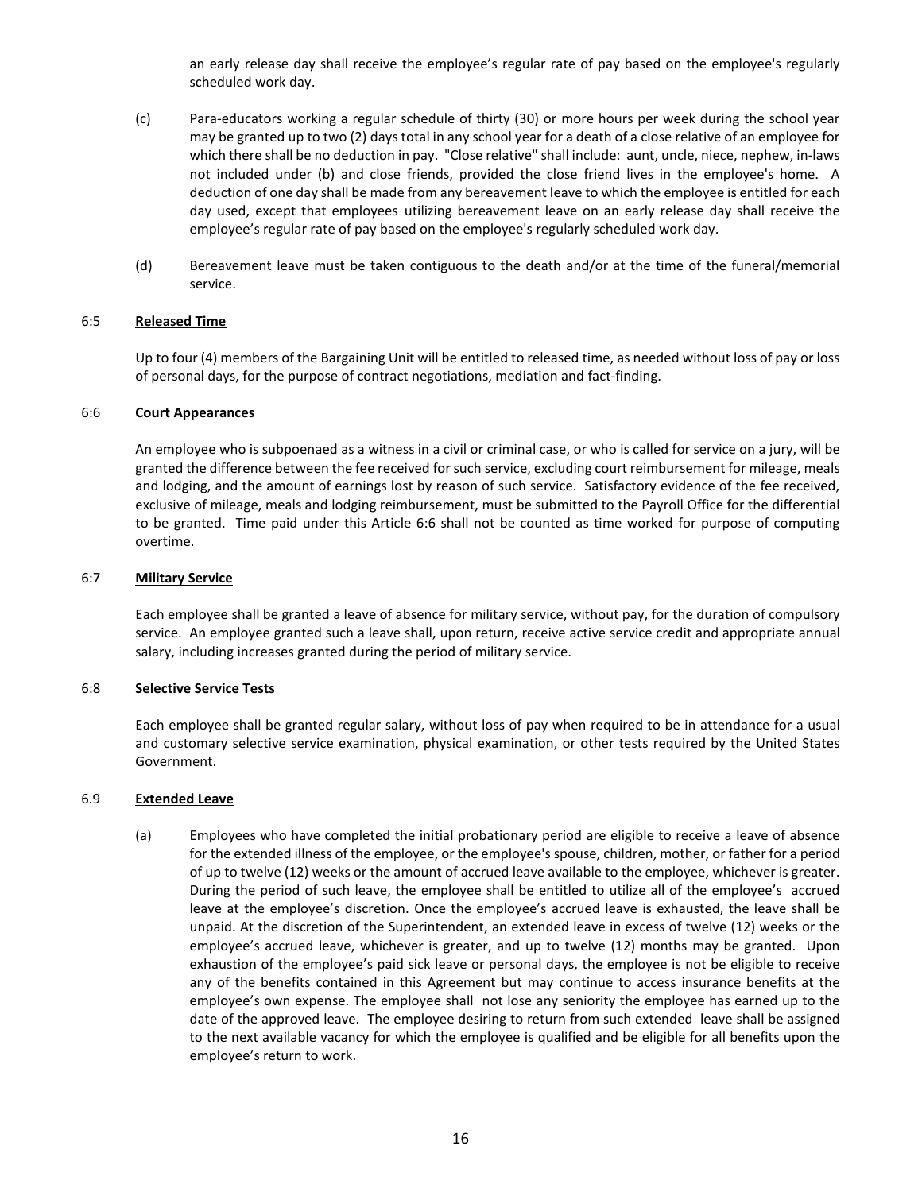an early release day shall receive the employee's regular rate of pay based on the employee's regularly scheduled work day.

(c) Para-educators working a regular schedule of thirty (30) or more hours per week during the school year may be granted up to two (2) days total in any school year for a death of a close relative of an employee for which there shall be no deduction in pay. "Close relative" shall include: aunt, uncle, niece, nephew, in-laws not included under (b) and close friends, provided the close friend lives in the employee's home. A deduction of one day shall be made from any bereavement leave to which the employee is entitled for each day used, except that employees utilizing bereavement leave on an early release day shall receive the employee's regular rate of pay based on the employee's regularly scheduled work day.

(d) Bereavement leave must be taken contiguous to the death and/or at the time of the funeral/memorial service.

### 6:5 Released Time

Up to four (4) members of the Bargaining Unit will be entitled to released time, as needed without loss of pay or loss of personal days, for the purpose of contract negotiations, mediation and fact-finding.

### 6:6 Court Appearances

An employee who is subpoenaed as a witness in a civil or criminal case, or who is called for service on a jury, will be granted the difference between the fee received for such service, excluding court reimbursement for mileage, meals and lodging, and the amount of earnings lost by reason of such service. Satisfactory evidence of the fee received, exclusive of mileage, meals and lodging reimbursement, must be submitted to the Payroll Office for the differential to be granted. Time paid under this Article 6:6 shall not be counted as time worked for purpose of computing overtime.

### 6:7 Military Service

Each employee shall be granted a leave of absence for military service, without pay, for the duration of compulsory service. An employee granted such a leave shall, upon return, receive active service credit and appropriate annual salary, including increases granted during the period of military service.

### 6:8 Selective Service Tests

Each employee shall be granted regular salary, without loss of pay when required to be in attendance for a usual and customary selective service examination, physical examination, or other tests required by the United States Government.

### 6.9 Extended Leave

(a) Employees who have completed the initial probationary period are eligible to receive a leave of absence for the extended illness of the employee, or the employee's spouse, children, mother, or father for a period of up to twelve (12) weeks or the amount of accrued leave available to the employee, whichever is greater. During the period of such leave, the employee shall be entitled to utilize all of the employee's accrued leave at the employee's discretion. Once the employee's accrued leave is exhausted, the leave shall be unpaid. At the discretion of the Superintendent, an extended leave in excess of twelve (12) weeks or the employee's accrued leave, whichever is greater, and up to twelve (12) months may be granted. Upon exhaustion of the employee's paid sick leave or personal days, the employee is not be eligible to receive any of the benefits contained in this Agreement but may continue to access insurance benefits at the employee's own expense. The employee shall not lose any seniority the employee has earned up to the date of the approved leave. The employee desiring to return from such extended leave shall be assigned to the next available vacancy for which the employee is qualified and be eligible for all benefits upon the employee's return to work.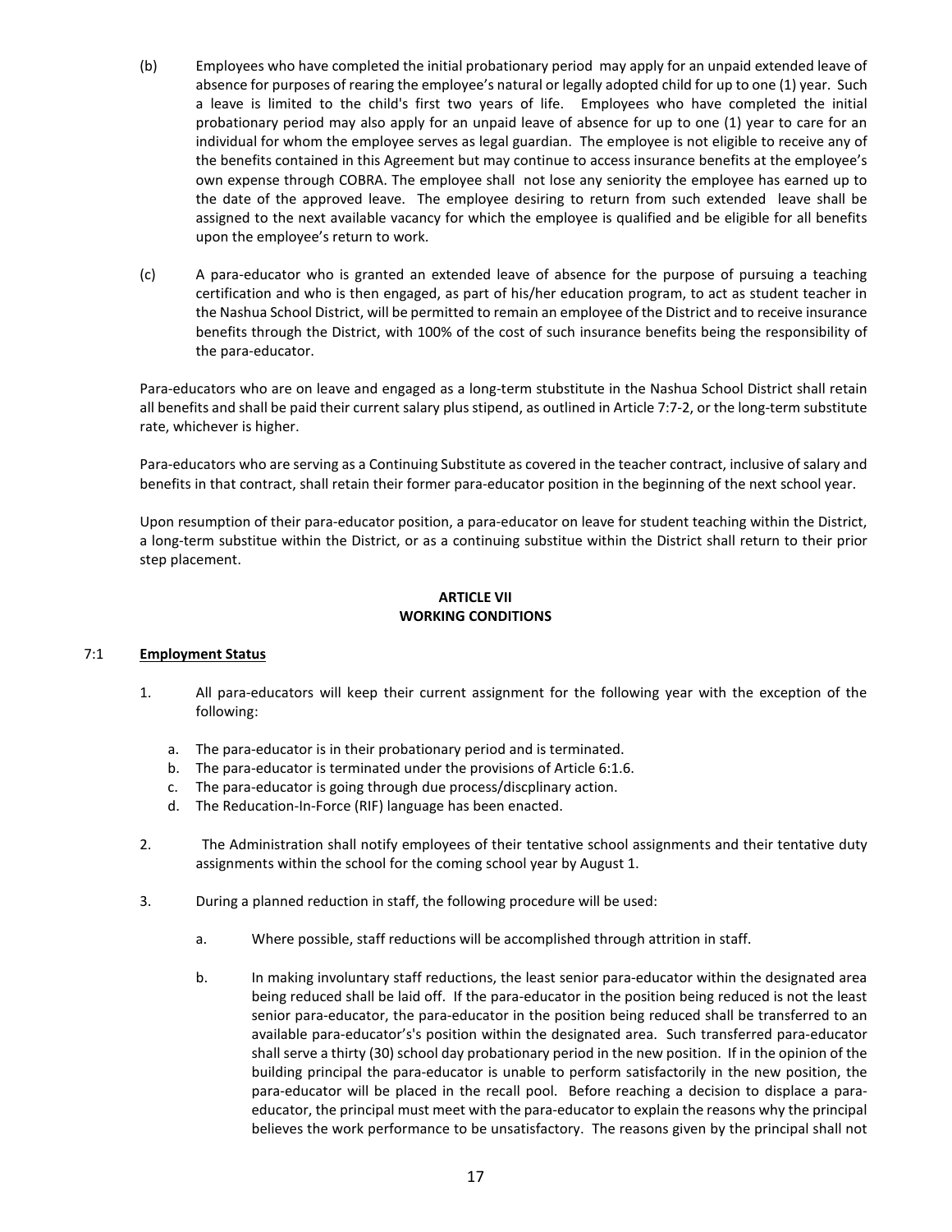(b) Employees who have completed the initial probationary period may apply for an unpaid extended leave of absence for purposes of rearing the employee's natural or legally adopted child for up to one (1) year. Such a leave is limited to the child's first two years of life. Employees who have completed the initial probationary period may also apply for an unpaid leave of absence for up to one (1) year to care for an individual for whom the employee serves as legal guardian. The employee is not eligible to receive any of the benefits contained in this Agreement but may continue to access insurance benefits at the employee's own expense through COBRA. The employee shall not lose any seniority the employee has earned up to the date of the approved leave. The employee desiring to return from such extended leave shall be assigned to the next available vacancy for which the employee is qualified and be eligible for all benefits upon the employee's return to work.

(c) A para-educator who is granted an extended leave of absence for the purpose of pursuing a teaching certification and who is then engaged, as part of his/her education program, to act as student teacher in the Nashua School District, will be permitted to remain an employee of the District and to receive insurance benefits through the District, with 100% of the cost of such insurance benefits being the responsibility of the para-educator.

Para-educators who are on leave and engaged as a long-term stubstitute in the Nashua School District shall retain all benefits and shall be paid their current salary plus stipend, as outlined in Article 7:7-2, or the long-term substitute rate, whichever is higher.

Para-educators who are serving as a Continuing Substitute as covered in the teacher contract, inclusive of salary and benefits in that contract, shall retain their former para-educator position in the beginning of the next school year.

Upon resumption of their para-educator position, a para-educator on leave for student teaching within the District, a long-term substitue within the District, or as a continuing substitue within the District shall return to their prior step placement.

## ARTICLE VII
## WORKING CONDITIONS

7:1 **Employment Status**

1. All para-educators will keep their current assignment for the following year with the exception of the following:

   a. The para-educator is in their probationary period and is terminated.
   b. The para-educator is terminated under the provisions of Article 6:1.6.
   c. The para-educator is going through due process/discplinary action.
   d. The Reducation-In-Force (RIF) language has been enacted.

2. The Administration shall notify employees of their tentative school assignments and their tentative duty assignments within the school for the coming school year by August 1.

3. During a planned reduction in staff, the following procedure will be used:

   a. Where possible, staff reductions will be accomplished through attrition in staff.

   b. In making involuntary staff reductions, the least senior para-educator within the designated area being reduced shall be laid off. If the para-educator in the position being reduced is not the least senior para-educator, the para-educator in the position being reduced shall be transferred to an available para-educator's's position within the designated area. Such transferred para-educator shall serve a thirty (30) school day probationary period in the new position. If in the opinion of the building principal the para-educator is unable to perform satisfactorily in the new position, the para-educator will be placed in the recall pool. Before reaching a decision to displace a para-educator, the principal must meet with the para-educator to explain the reasons why the principal believes the work performance to be unsatisfactory. The reasons given by the principal shall not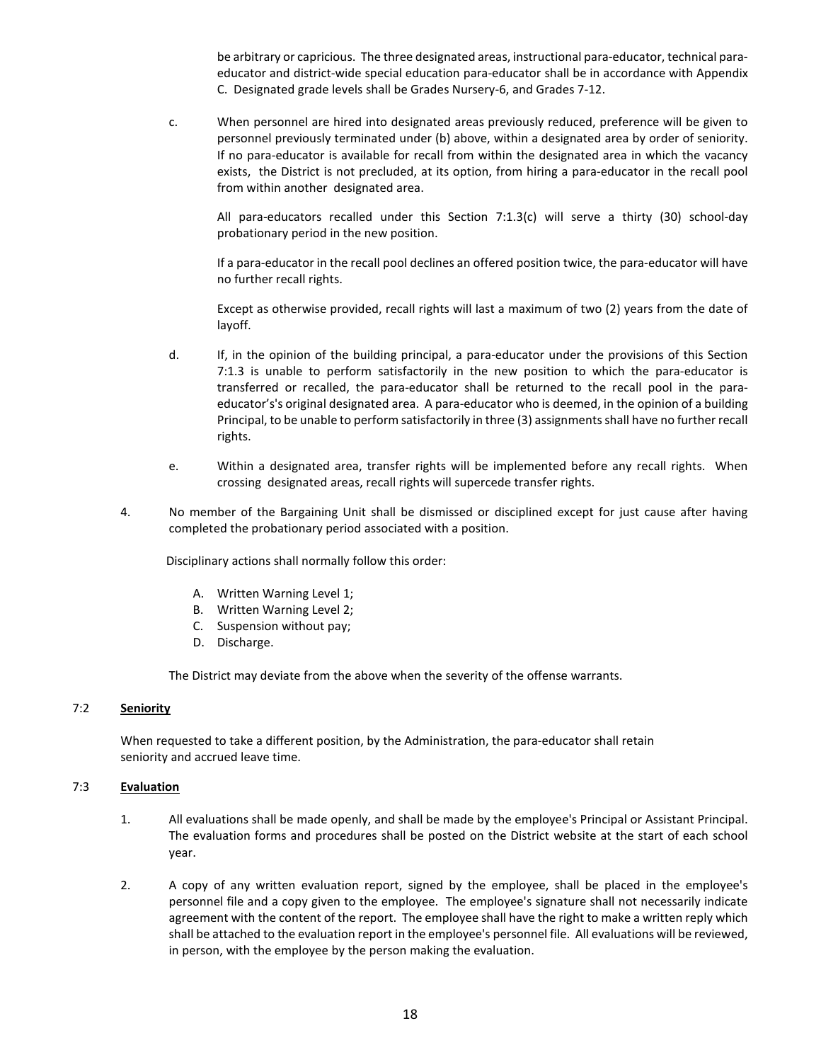be arbitrary or capricious. The three designated areas, instructional para-educator, technical para-educator and district-wide special education para-educator shall be in accordance with Appendix C. Designated grade levels shall be Grades Nursery-6, and Grades 7-12.

c. When personnel are hired into designated areas previously reduced, preference will be given to personnel previously terminated under (b) above, within a designated area by order of seniority. If no para-educator is available for recall from within the designated area in which the vacancy exists, the District is not precluded, at its option, from hiring a para-educator in the recall pool from within another designated area.

   All para-educators recalled under this Section 7:1.3(c) will serve a thirty (30) school-day probationary period in the new position.

   If a para-educator in the recall pool declines an offered position twice, the para-educator will have no further recall rights.

   Except as otherwise provided, recall rights will last a maximum of two (2) years from the date of layoff.

d. If, in the opinion of the building principal, a para-educator under the provisions of this Section 7:1.3 is unable to perform satisfactorily in the new position to which the para-educator is transferred or recalled, the para-educator shall be returned to the recall pool in the para-educator's's original designated area. A para-educator who is deemed, in the opinion of a building Principal, to be unable to perform satisfactorily in three (3) assignments shall have no further recall rights.

e. Within a designated area, transfer rights will be implemented before any recall rights. When crossing designated areas, recall rights will supercede transfer rights.

4. No member of the Bargaining Unit shall be dismissed or disciplined except for just cause after having completed the probationary period associated with a position.

   Disciplinary actions shall normally follow this order:

   A. Written Warning Level 1;
   B. Written Warning Level 2;
   C. Suspension without pay;
   D. Discharge.

   The District may deviate from the above when the severity of the offense warrants.

## 7:2 **Seniority**

When requested to take a different position, by the Administration, the para-educator shall retain seniority and accrued leave time.

## 7:3 **Evaluation**

1. All evaluations shall be made openly, and shall be made by the employee's Principal or Assistant Principal. The evaluation forms and procedures shall be posted on the District website at the start of each school year.

2. A copy of any written evaluation report, signed by the employee, shall be placed in the employee's personnel file and a copy given to the employee. The employee's signature shall not necessarily indicate agreement with the content of the report. The employee shall have the right to make a written reply which shall be attached to the evaluation report in the employee's personnel file. All evaluations will be reviewed, in person, with the employee by the person making the evaluation.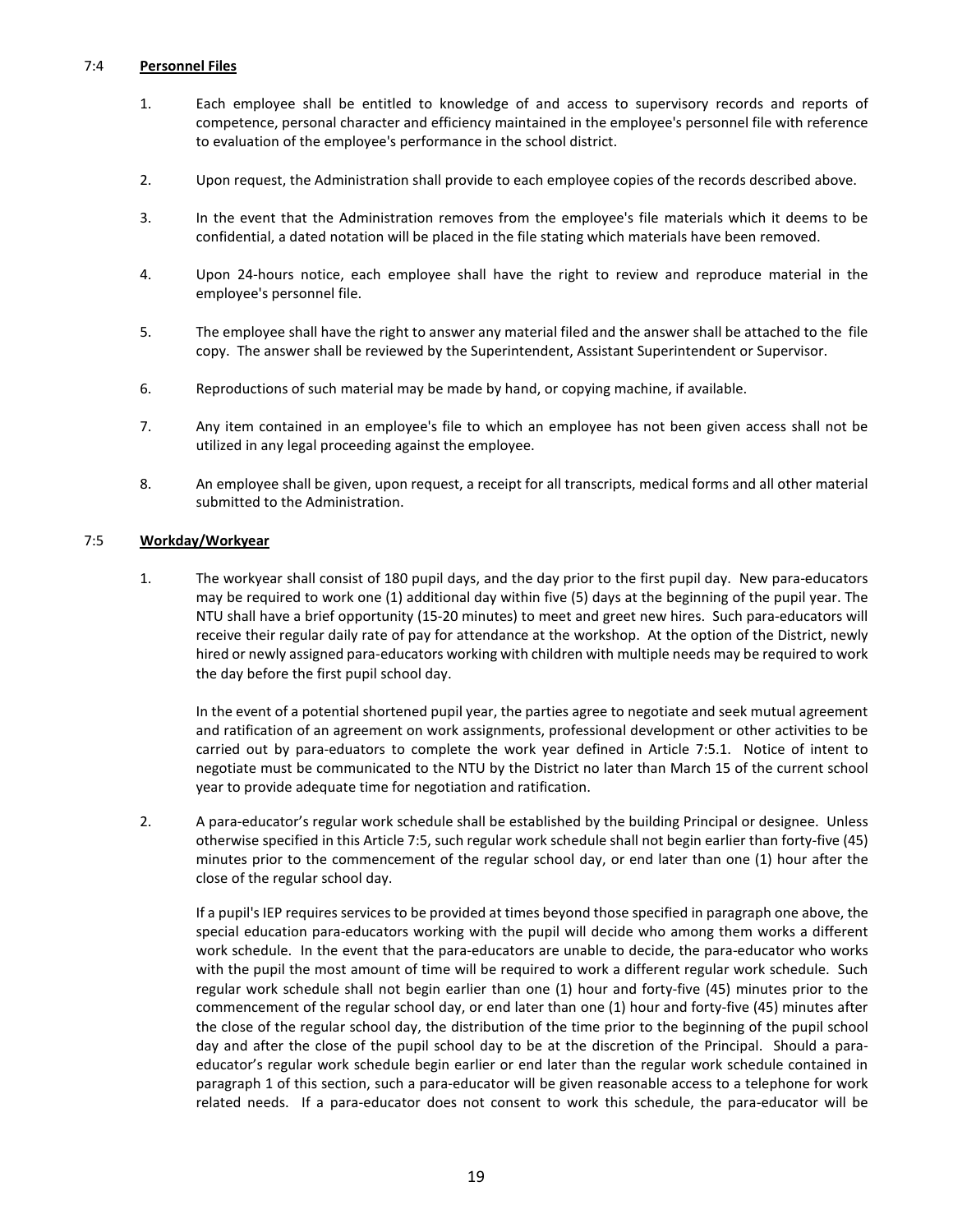### 7:4 **Personnel Files**

1. Each employee shall be entitled to knowledge of and access to supervisory records and reports of competence, personal character and efficiency maintained in the employee's personnel file with reference to evaluation of the employee's performance in the school district.

2. Upon request, the Administration shall provide to each employee copies of the records described above.

3. In the event that the Administration removes from the employee's file materials which it deems to be confidential, a dated notation will be placed in the file stating which materials have been removed.

4. Upon 24-hours notice, each employee shall have the right to review and reproduce material in the employee's personnel file.

5. The employee shall have the right to answer any material filed and the answer shall be attached to the file copy. The answer shall be reviewed by the Superintendent, Assistant Superintendent or Supervisor.

6. Reproductions of such material may be made by hand, or copying machine, if available.

7. Any item contained in an employee's file to which an employee has not been given access shall not be utilized in any legal proceeding against the employee.

8. An employee shall be given, upon request, a receipt for all transcripts, medical forms and all other material submitted to the Administration.

### 7:5 **Workday/Workyear**

1. The workyear shall consist of 180 pupil days, and the day prior to the first pupil day. New para-educators may be required to work one (1) additional day within five (5) days at the beginning of the pupil year. The NTU shall have a brief opportunity (15-20 minutes) to meet and greet new hires. Such para-educators will receive their regular daily rate of pay for attendance at the workshop. At the option of the District, newly hired or newly assigned para-educators working with children with multiple needs may be required to work the day before the first pupil school day.

   In the event of a potential shortened pupil year, the parties agree to negotiate and seek mutual agreement and ratification of an agreement on work assignments, professional development or other activities to be carried out by para-eduators to complete the work year defined in Article 7:5.1. Notice of intent to negotiate must be communicated to the NTU by the District no later than March 15 of the current school year to provide adequate time for negotiation and ratification.

2. A para-educator's regular work schedule shall be established by the building Principal or designee. Unless otherwise specified in this Article 7:5, such regular work schedule shall not begin earlier than forty-five (45) minutes prior to the commencement of the regular school day, or end later than one (1) hour after the close of the regular school day.

   If a pupil's IEP requires services to be provided at times beyond those specified in paragraph one above, the special education para-educators working with the pupil will decide who among them works a different work schedule. In the event that the para-educators are unable to decide, the para-educator who works with the pupil the most amount of time will be required to work a different regular work schedule. Such regular work schedule shall not begin earlier than one (1) hour and forty-five (45) minutes prior to the commencement of the regular school day, or end later than one (1) hour and forty-five (45) minutes after the close of the regular school day, the distribution of the time prior to the beginning of the pupil school day and after the close of the pupil school day to be at the discretion of the Principal. Should a para-educator's regular work schedule begin earlier or end later than the regular work schedule contained in paragraph 1 of this section, such a para-educator will be given reasonable access to a telephone for work related needs. If a para-educator does not consent to work this schedule, the para-educator will be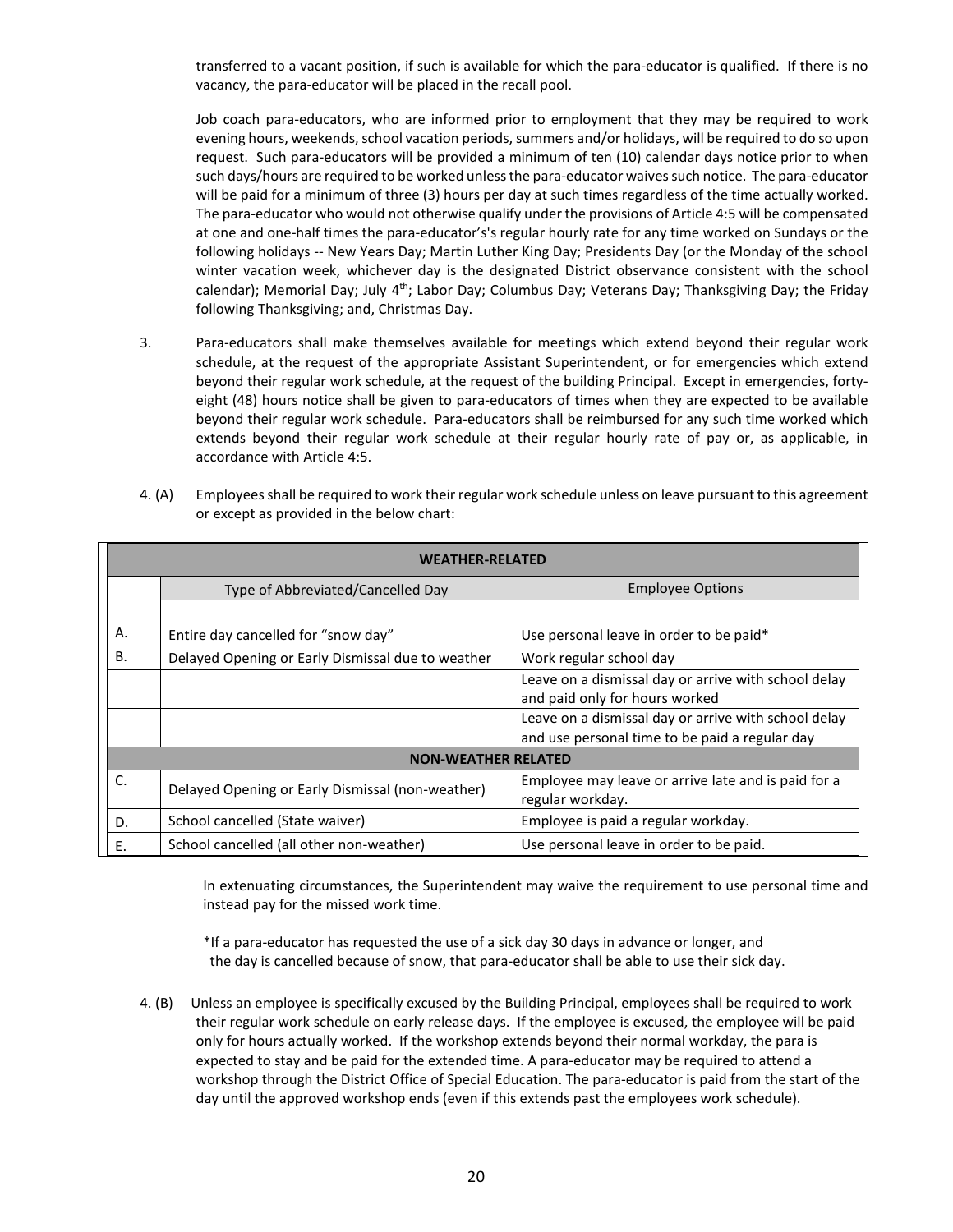transferred to a vacant position, if such is available for which the para-educator is qualified. If there is no vacancy, the para-educator will be placed in the recall pool.

Job coach para-educators, who are informed prior to employment that they may be required to work evening hours, weekends, school vacation periods, summers and/or holidays, will be required to do so upon request. Such para-educators will be provided a minimum of ten (10) calendar days notice prior to when such days/hours are required to be worked unless the para-educator waives such notice. The para-educator will be paid for a minimum of three (3) hours per day at such times regardless of the time actually worked. The para-educator who would not otherwise qualify under the provisions of Article 4:5 will be compensated at one and one-half times the para-educator's's regular hourly rate for any time worked on Sundays or the following holidays -- New Years Day; Martin Luther King Day; Presidents Day (or the Monday of the school winter vacation week, whichever day is the designated District observance consistent with the school calendar); Memorial Day; July 4th; Labor Day; Columbus Day; Veterans Day; Thanksgiving Day; the Friday following Thanksgiving; and, Christmas Day.

3. Para-educators shall make themselves available for meetings which extend beyond their regular work schedule, at the request of the appropriate Assistant Superintendent, or for emergencies which extend beyond their regular work schedule, at the request of the building Principal. Except in emergencies, forty-eight (48) hours notice shall be given to para-educators of times when they are expected to be available beyond their regular work schedule. Para-educators shall be reimbursed for any such time worked which extends beyond their regular work schedule at their regular hourly rate of pay or, as applicable, in accordance with Article 4:5.

4. (A) Employees shall be required to work their regular work schedule unless on leave pursuant to this agreement or except as provided in the below chart:

| WEATHER-RELATED | | |
|---|---|---|
| | Type of Abbreviated/Cancelled Day | Employee Options |
| | | |
| A. | Entire day cancelled for "snow day" | Use personal leave in order to be paid* |
| B. | Delayed Opening or Early Dismissal due to weather | Work regular school day |
| | | Leave on a dismissal day or arrive with school delay and paid only for hours worked |
| | | Leave on a dismissal day or arrive with school delay and use personal time to be paid a regular day |
| **NON-WEATHER RELATED** | | |
| C. | Delayed Opening or Early Dismissal (non-weather) | Employee may leave or arrive late and is paid for a regular workday. |
| D. | School cancelled (State waiver) | Employee is paid a regular workday. |
| E. | School cancelled (all other non-weather) | Use personal leave in order to be paid. |

In extenuating circumstances, the Superintendent may waive the requirement to use personal time and instead pay for the missed work time.

*If a para-educator has requested the use of a sick day 30 days in advance or longer, and the day is cancelled because of snow, that para-educator shall be able to use their sick day.

4. (B) Unless an employee is specifically excused by the Building Principal, employees shall be required to work their regular work schedule on early release days. If the employee is excused, the employee will be paid only for hours actually worked. If the workshop extends beyond their normal workday, the para is expected to stay and be paid for the extended time. A para-educator may be required to attend a workshop through the District Office of Special Education. The para-educator is paid from the start of the day until the approved workshop ends (even if this extends past the employees work schedule).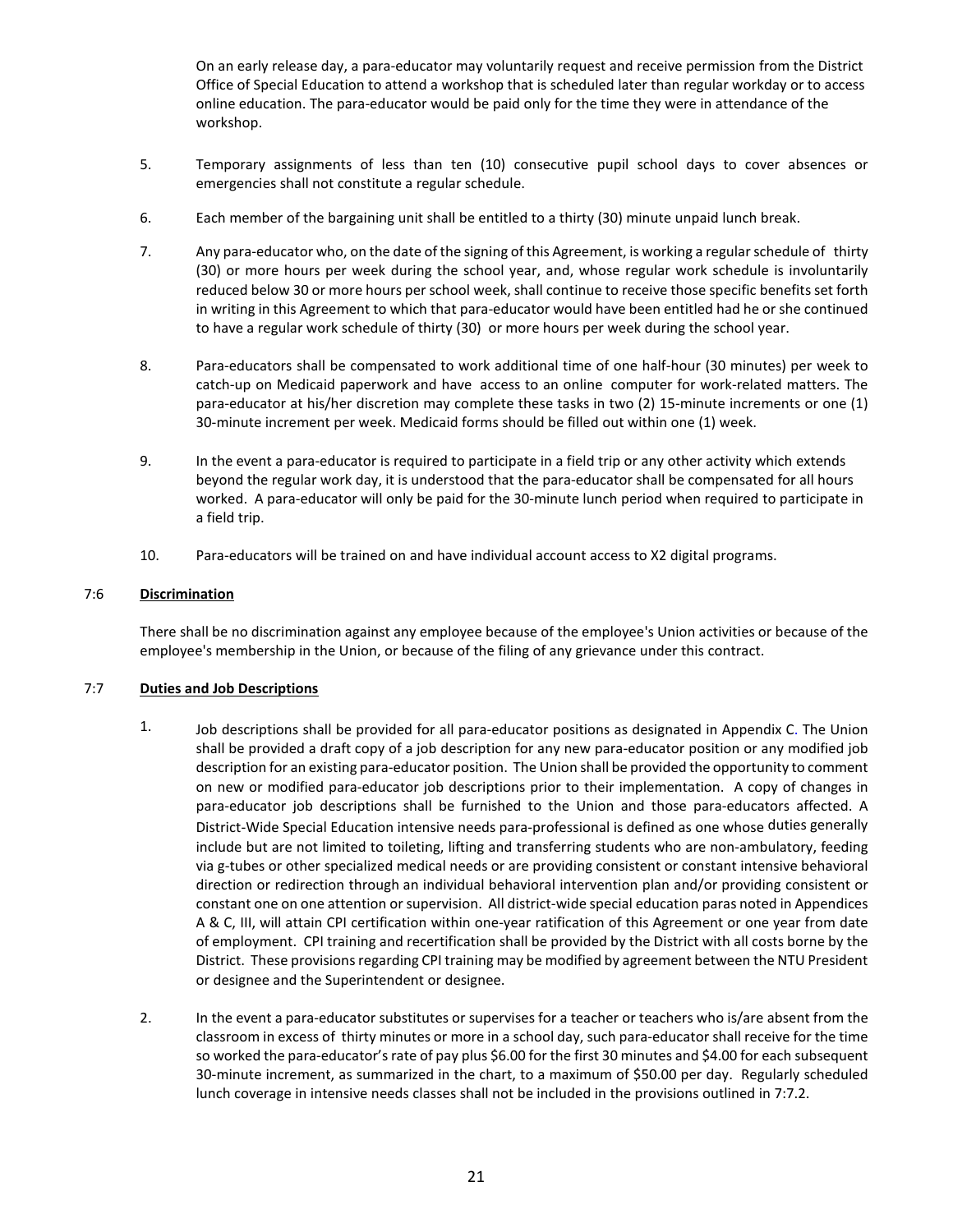On an early release day, a para-educator may voluntarily request and receive permission from the District Office of Special Education to attend a workshop that is scheduled later than regular workday or to access online education. The para-educator would be paid only for the time they were in attendance of the workshop.

5. Temporary assignments of less than ten (10) consecutive pupil school days to cover absences or emergencies shall not constitute a regular schedule.

6. Each member of the bargaining unit shall be entitled to a thirty (30) minute unpaid lunch break.

7. Any para-educator who, on the date of the signing of this Agreement, is working a regular schedule of thirty (30) or more hours per week during the school year, and, whose regular work schedule is involuntarily reduced below 30 or more hours per school week, shall continue to receive those specific benefits set forth in writing in this Agreement to which that para-educator would have been entitled had he or she continued to have a regular work schedule of thirty (30) or more hours per week during the school year.

8. Para-educators shall be compensated to work additional time of one half-hour (30 minutes) per week to catch-up on Medicaid paperwork and have access to an online computer for work-related matters. The para-educator at his/her discretion may complete these tasks in two (2) 15-minute increments or one (1) 30-minute increment per week. Medicaid forms should be filled out within one (1) week.

9. In the event a para-educator is required to participate in a field trip or any other activity which extends beyond the regular work day, it is understood that the para-educator shall be compensated for all hours worked. A para-educator will only be paid for the 30-minute lunch period when required to participate in a field trip.

10. Para-educators will be trained on and have individual account access to X2 digital programs.

7:6 **Discrimination**

There shall be no discrimination against any employee because of the employee's Union activities or because of the employee's membership in the Union, or because of the filing of any grievance under this contract.

7:7 **Duties and Job Descriptions**

1. Job descriptions shall be provided for all para-educator positions as designated in Appendix C. The Union shall be provided a draft copy of a job description for any new para-educator position or any modified job description for an existing para-educator position. The Union shall be provided the opportunity to comment on new or modified para-educator job descriptions prior to their implementation. A copy of changes in para-educator job descriptions shall be furnished to the Union and those para-educators affected. A District-Wide Special Education intensive needs para-professional is defined as one whose duties generally include but are not limited to toileting, lifting and transferring students who are non-ambulatory, feeding via g-tubes or other specialized medical needs or are providing consistent or constant intensive behavioral direction or redirection through an individual behavioral intervention plan and/or providing consistent or constant one on one attention or supervision. All district-wide special education paras noted in Appendices A & C, III, will attain CPI certification within one-year ratification of this Agreement or one year from date of employment. CPI training and recertification shall be provided by the District with all costs borne by the District. These provisions regarding CPI training may be modified by agreement between the NTU President or designee and the Superintendent or designee.

2. In the event a para-educator substitutes or supervises for a teacher or teachers who is/are absent from the classroom in excess of thirty minutes or more in a school day, such para-educator shall receive for the time so worked the para-educator's rate of pay plus $6.00 for the first 30 minutes and $4.00 for each subsequent 30-minute increment, as summarized in the chart, to a maximum of $50.00 per day. Regularly scheduled lunch coverage in intensive needs classes shall not be included in the provisions outlined in 7:7.2.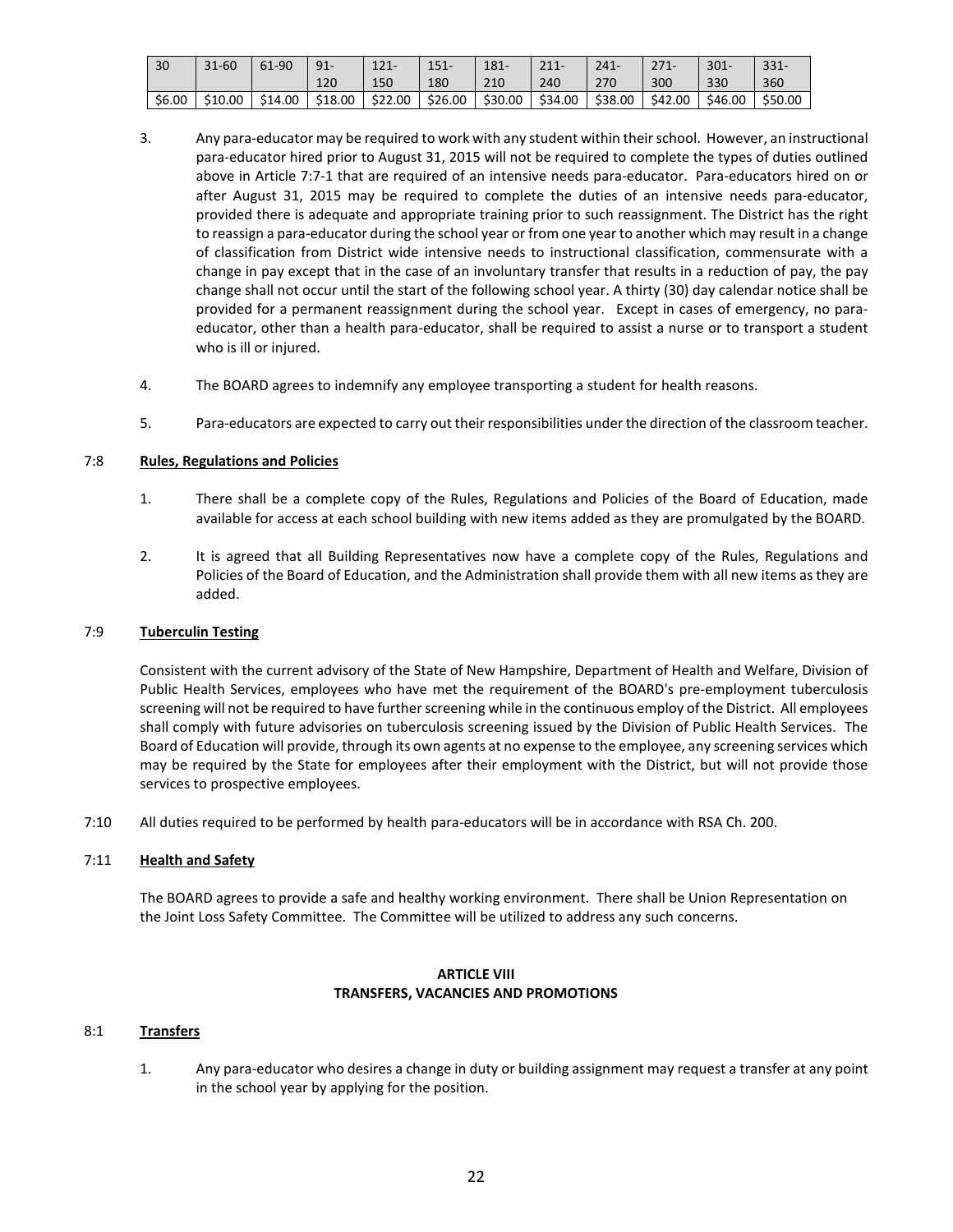| 30 | 31-60 | 61-90 | 91-120 | 121-150 | 151-180 | 181-210 | 211-240 | 241-270 | 271-300 | 301-330 | 331-360 |
|---|---|---|---|---|---|---|---|---|---|---|---|
| $6.00 | $10.00 | $14.00 | $18.00 | $22.00 | $26.00 | $30.00 | $34.00 | $38.00 | $42.00 | $46.00 | $50.00 |

3. Any para-educator may be required to work with any student within their school. However, an instructional para-educator hired prior to August 31, 2015 will not be required to complete the types of duties outlined above in Article 7:7-1 that are required of an intensive needs para-educator. Para-educators hired on or after August 31, 2015 may be required to complete the duties of an intensive needs para-educator, provided there is adequate and appropriate training prior to such reassignment. The District has the right to reassign a para-educator during the school year or from one year to another which may result in a change of classification from District wide intensive needs to instructional classification, commensurate with a change in pay except that in the case of an involuntary transfer that results in a reduction of pay, the pay change shall not occur until the start of the following school year. A thirty (30) day calendar notice shall be provided for a permanent reassignment during the school year. Except in cases of emergency, no para-educator, other than a health para-educator, shall be required to assist a nurse or to transport a student who is ill or injured.

4. The BOARD agrees to indemnify any employee transporting a student for health reasons.

5. Para-educators are expected to carry out their responsibilities under the direction of the classroom teacher.

7:8 **Rules, Regulations and Policies**

1. There shall be a complete copy of the Rules, Regulations and Policies of the Board of Education, made available for access at each school building with new items added as they are promulgated by the BOARD.

2. It is agreed that all Building Representatives now have a complete copy of the Rules, Regulations and Policies of the Board of Education, and the Administration shall provide them with all new items as they are added.

7:9 **Tuberculin Testing**

Consistent with the current advisory of the State of New Hampshire, Department of Health and Welfare, Division of Public Health Services, employees who have met the requirement of the BOARD's pre-employment tuberculosis screening will not be required to have further screening while in the continuous employ of the District. All employees shall comply with future advisories on tuberculosis screening issued by the Division of Public Health Services. The Board of Education will provide, through its own agents at no expense to the employee, any screening services which may be required by the State for employees after their employment with the District, but will not provide those services to prospective employees.

7:10 All duties required to be performed by health para-educators will be in accordance with RSA Ch. 200.

7:11 **Health and Safety**

The BOARD agrees to provide a safe and healthy working environment. There shall be Union Representation on the Joint Loss Safety Committee. The Committee will be utilized to address any such concerns.

## ARTICLE VIII
## TRANSFERS, VACANCIES AND PROMOTIONS

8:1 **Transfers**

1. Any para-educator who desires a change in duty or building assignment may request a transfer at any point in the school year by applying for the position.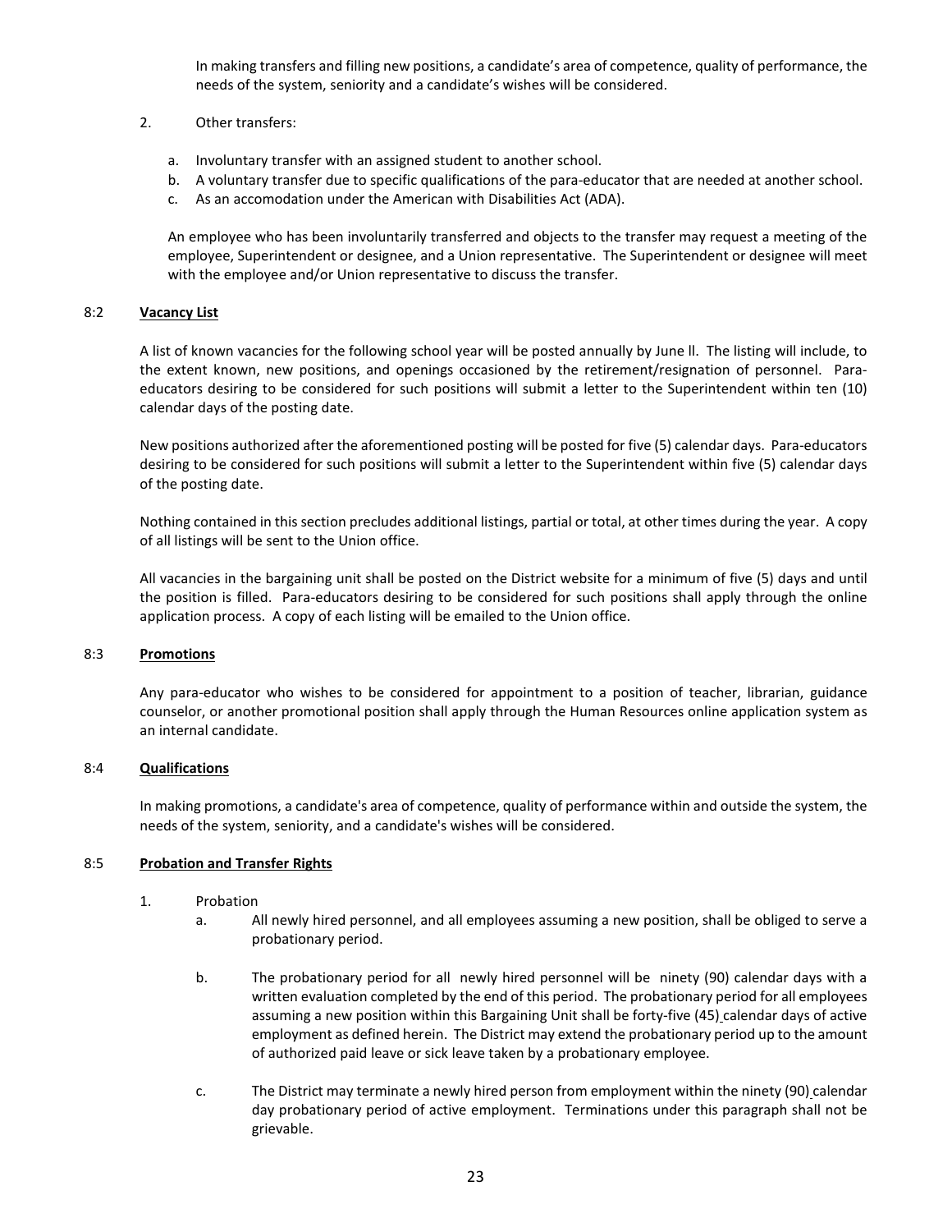In making transfers and filling new positions, a candidate's area of competence, quality of performance, the needs of the system, seniority and a candidate's wishes will be considered.

2. Other transfers:

   a. Involuntary transfer with an assigned student to another school.
   b. A voluntary transfer due to specific qualifications of the para-educator that are needed at another school.
   c. As an accomodation under the American with Disabilities Act (ADA).

   An employee who has been involuntarily transferred and objects to the transfer may request a meeting of the employee, Superintendent or designee, and a Union representative. The Superintendent or designee will meet with the employee and/or Union representative to discuss the transfer.

### 8:2 **Vacancy List**

A list of known vacancies for the following school year will be posted annually by June ll. The listing will include, to the extent known, new positions, and openings occasioned by the retirement/resignation of personnel. Para-educators desiring to be considered for such positions will submit a letter to the Superintendent within ten (10) calendar days of the posting date.

New positions authorized after the aforementioned posting will be posted for five (5) calendar days. Para-educators desiring to be considered for such positions will submit a letter to the Superintendent within five (5) calendar days of the posting date.

Nothing contained in this section precludes additional listings, partial or total, at other times during the year. A copy of all listings will be sent to the Union office.

All vacancies in the bargaining unit shall be posted on the District website for a minimum of five (5) days and until the position is filled. Para-educators desiring to be considered for such positions shall apply through the online application process. A copy of each listing will be emailed to the Union office.

### 8:3 **Promotions**

Any para-educator who wishes to be considered for appointment to a position of teacher, librarian, guidance counselor, or another promotional position shall apply through the Human Resources online application system as an internal candidate.

### 8:4 **Qualifications**

In making promotions, a candidate's area of competence, quality of performance within and outside the system, the needs of the system, seniority, and a candidate's wishes will be considered.

### 8:5 **Probation and Transfer Rights**

1. Probation
   a. All newly hired personnel, and all employees assuming a new position, shall be obliged to serve a probationary period.

   b. The probationary period for all newly hired personnel will be ninety (90) calendar days with a written evaluation completed by the end of this period. The probationary period for all employees assuming a new position within this Bargaining Unit shall be forty-five (45) calendar days of active employment as defined herein. The District may extend the probationary period up to the amount of authorized paid leave or sick leave taken by a probationary employee.

   c. The District may terminate a newly hired person from employment within the ninety (90) calendar day probationary period of active employment. Terminations under this paragraph shall not be grievable.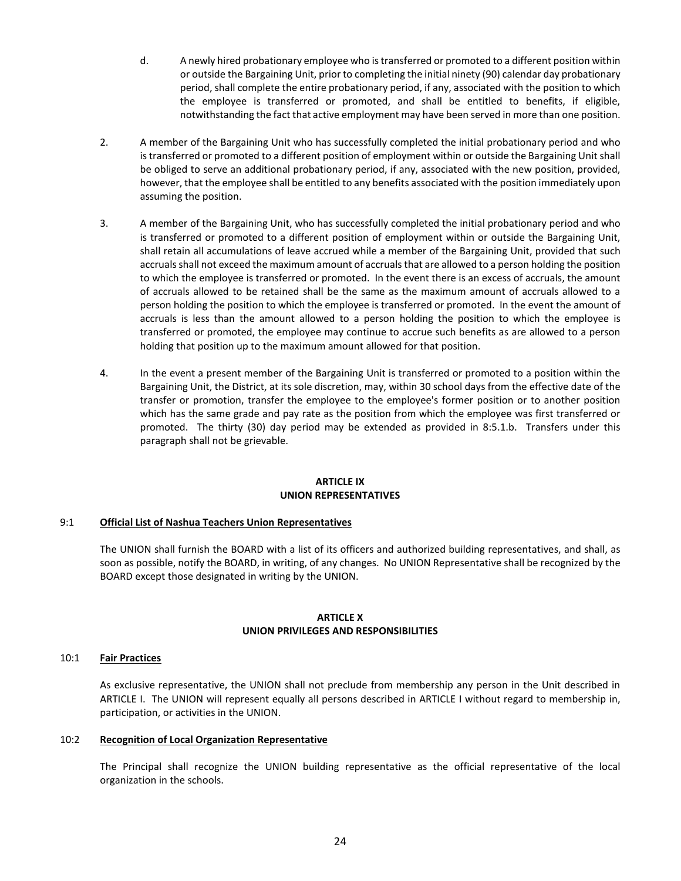d. A newly hired probationary employee who is transferred or promoted to a different position within or outside the Bargaining Unit, prior to completing the initial ninety (90) calendar day probationary period, shall complete the entire probationary period, if any, associated with the position to which the employee is transferred or promoted, and shall be entitled to benefits, if eligible, notwithstanding the fact that active employment may have been served in more than one position.

2. A member of the Bargaining Unit who has successfully completed the initial probationary period and who is transferred or promoted to a different position of employment within or outside the Bargaining Unit shall be obliged to serve an additional probationary period, if any, associated with the new position, provided, however, that the employee shall be entitled to any benefits associated with the position immediately upon assuming the position.

3. A member of the Bargaining Unit, who has successfully completed the initial probationary period and who is transferred or promoted to a different position of employment within or outside the Bargaining Unit, shall retain all accumulations of leave accrued while a member of the Bargaining Unit, provided that such accruals shall not exceed the maximum amount of accruals that are allowed to a person holding the position to which the employee is transferred or promoted. In the event there is an excess of accruals, the amount of accruals allowed to be retained shall be the same as the maximum amount of accruals allowed to a person holding the position to which the employee is transferred or promoted. In the event the amount of accruals is less than the amount allowed to a person holding the position to which the employee is transferred or promoted, the employee may continue to accrue such benefits as are allowed to a person holding that position up to the maximum amount allowed for that position.

4. In the event a present member of the Bargaining Unit is transferred or promoted to a position within the Bargaining Unit, the District, at its sole discretion, may, within 30 school days from the effective date of the transfer or promotion, transfer the employee to the employee's former position or to another position which has the same grade and pay rate as the position from which the employee was first transferred or promoted. The thirty (30) day period may be extended as provided in 8:5.1.b. Transfers under this paragraph shall not be grievable.

## ARTICLE IX
## UNION REPRESENTATIVES

9:1 **Official List of Nashua Teachers Union Representatives**

The UNION shall furnish the BOARD with a list of its officers and authorized building representatives, and shall, as soon as possible, notify the BOARD, in writing, of any changes. No UNION Representative shall be recognized by the BOARD except those designated in writing by the UNION.

## ARTICLE X
## UNION PRIVILEGES AND RESPONSIBILITIES

10:1 **Fair Practices**

As exclusive representative, the UNION shall not preclude from membership any person in the Unit described in ARTICLE I. The UNION will represent equally all persons described in ARTICLE I without regard to membership in, participation, or activities in the UNION.

10:2 **Recognition of Local Organization Representative**

The Principal shall recognize the UNION building representative as the official representative of the local organization in the schools.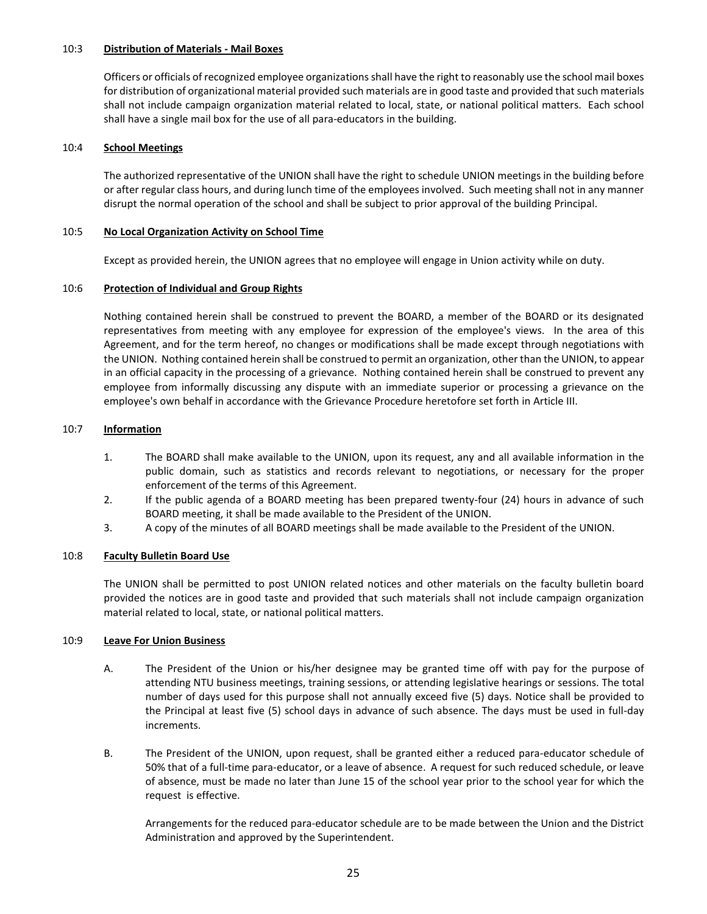### 10:3 **Distribution of Materials - Mail Boxes**

Officers or officials of recognized employee organizations shall have the right to reasonably use the school mail boxes for distribution of organizational material provided such materials are in good taste and provided that such materials shall not include campaign organization material related to local, state, or national political matters. Each school shall have a single mail box for the use of all para-educators in the building.

### 10:4 **School Meetings**

The authorized representative of the UNION shall have the right to schedule UNION meetings in the building before or after regular class hours, and during lunch time of the employees involved. Such meeting shall not in any manner disrupt the normal operation of the school and shall be subject to prior approval of the building Principal.

### 10:5 **No Local Organization Activity on School Time**

Except as provided herein, the UNION agrees that no employee will engage in Union activity while on duty.

### 10:6 **Protection of Individual and Group Rights**

Nothing contained herein shall be construed to prevent the BOARD, a member of the BOARD or its designated representatives from meeting with any employee for expression of the employee's views. In the area of this Agreement, and for the term hereof, no changes or modifications shall be made except through negotiations with the UNION. Nothing contained herein shall be construed to permit an organization, other than the UNION, to appear in an official capacity in the processing of a grievance. Nothing contained herein shall be construed to prevent any employee from informally discussing any dispute with an immediate superior or processing a grievance on the employee's own behalf in accordance with the Grievance Procedure heretofore set forth in Article III.

### 10:7 **Information**

1. The BOARD shall make available to the UNION, upon its request, any and all available information in the public domain, such as statistics and records relevant to negotiations, or necessary for the proper enforcement of the terms of this Agreement.
2. If the public agenda of a BOARD meeting has been prepared twenty-four (24) hours in advance of such BOARD meeting, it shall be made available to the President of the UNION.
3. A copy of the minutes of all BOARD meetings shall be made available to the President of the UNION.

### 10:8 **Faculty Bulletin Board Use**

The UNION shall be permitted to post UNION related notices and other materials on the faculty bulletin board provided the notices are in good taste and provided that such materials shall not include campaign organization material related to local, state, or national political matters.

### 10:9 **Leave For Union Business**

A. The President of the Union or his/her designee may be granted time off with pay for the purpose of attending NTU business meetings, training sessions, or attending legislative hearings or sessions. The total number of days used for this purpose shall not annually exceed five (5) days. Notice shall be provided to the Principal at least five (5) school days in advance of such absence. The days must be used in full-day increments.

B. The President of the UNION, upon request, shall be granted either a reduced para-educator schedule of 50% that of a full-time para-educator, or a leave of absence. A request for such reduced schedule, or leave of absence, must be made no later than June 15 of the school year prior to the school year for which the request is effective.

Arrangements for the reduced para-educator schedule are to be made between the Union and the District Administration and approved by the Superintendent.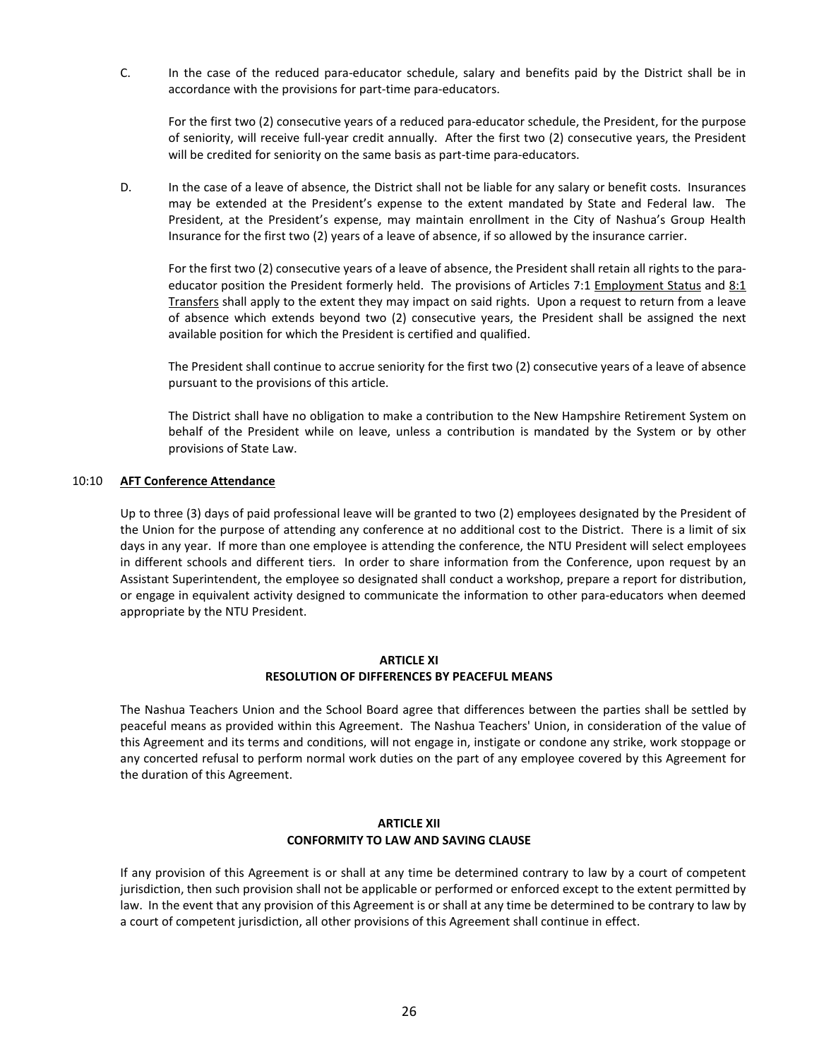C. In the case of the reduced para-educator schedule, salary and benefits paid by the District shall be in accordance with the provisions for part-time para-educators.

For the first two (2) consecutive years of a reduced para-educator schedule, the President, for the purpose of seniority, will receive full-year credit annually. After the first two (2) consecutive years, the President will be credited for seniority on the same basis as part-time para-educators.

D. In the case of a leave of absence, the District shall not be liable for any salary or benefit costs. Insurances may be extended at the President's expense to the extent mandated by State and Federal law. The President, at the President's expense, may maintain enrollment in the City of Nashua's Group Health Insurance for the first two (2) years of a leave of absence, if so allowed by the insurance carrier.

For the first two (2) consecutive years of a leave of absence, the President shall retain all rights to the para-educator position the President formerly held. The provisions of Articles 7:1 Employment Status and 8:1 Transfers shall apply to the extent they may impact on said rights. Upon a request to return from a leave of absence which extends beyond two (2) consecutive years, the President shall be assigned the next available position for which the President is certified and qualified.

The President shall continue to accrue seniority for the first two (2) consecutive years of a leave of absence pursuant to the provisions of this article.

The District shall have no obligation to make a contribution to the New Hampshire Retirement System on behalf of the President while on leave, unless a contribution is mandated by the System or by other provisions of State Law.

10:10 **AFT Conference Attendance**

Up to three (3) days of paid professional leave will be granted to two (2) employees designated by the President of the Union for the purpose of attending any conference at no additional cost to the District. There is a limit of six days in any year. If more than one employee is attending the conference, the NTU President will select employees in different schools and different tiers. In order to share information from the Conference, upon request by an Assistant Superintendent, the employee so designated shall conduct a workshop, prepare a report for distribution, or engage in equivalent activity designed to communicate the information to other para-educators when deemed appropriate by the NTU President.

## ARTICLE XI
## RESOLUTION OF DIFFERENCES BY PEACEFUL MEANS

The Nashua Teachers Union and the School Board agree that differences between the parties shall be settled by peaceful means as provided within this Agreement. The Nashua Teachers' Union, in consideration of the value of this Agreement and its terms and conditions, will not engage in, instigate or condone any strike, work stoppage or any concerted refusal to perform normal work duties on the part of any employee covered by this Agreement for the duration of this Agreement.

## ARTICLE XII
## CONFORMITY TO LAW AND SAVING CLAUSE

If any provision of this Agreement is or shall at any time be determined contrary to law by a court of competent jurisdiction, then such provision shall not be applicable or performed or enforced except to the extent permitted by law. In the event that any provision of this Agreement is or shall at any time be determined to be contrary to law by a court of competent jurisdiction, all other provisions of this Agreement shall continue in effect.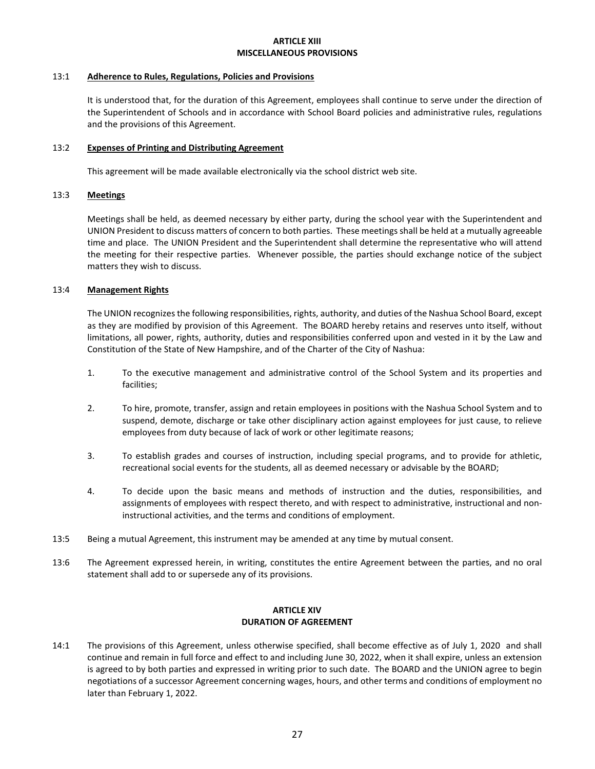# ARTICLE XIII
# MISCELLANEOUS PROVISIONS

13:1 **Adherence to Rules, Regulations, Policies and Provisions**

It is understood that, for the duration of this Agreement, employees shall continue to serve under the direction of the Superintendent of Schools and in accordance with School Board policies and administrative rules, regulations and the provisions of this Agreement.

13:2 **Expenses of Printing and Distributing Agreement**

This agreement will be made available electronically via the school district web site.

13:3 **Meetings**

Meetings shall be held, as deemed necessary by either party, during the school year with the Superintendent and UNION President to discuss matters of concern to both parties. These meetings shall be held at a mutually agreeable time and place. The UNION President and the Superintendent shall determine the representative who will attend the meeting for their respective parties. Whenever possible, the parties should exchange notice of the subject matters they wish to discuss.

13:4 **Management Rights**

The UNION recognizes the following responsibilities, rights, authority, and duties of the Nashua School Board, except as they are modified by provision of this Agreement. The BOARD hereby retains and reserves unto itself, without limitations, all power, rights, authority, duties and responsibilities conferred upon and vested in it by the Law and Constitution of the State of New Hampshire, and of the Charter of the City of Nashua:

1. To the executive management and administrative control of the School System and its properties and facilities;

2. To hire, promote, transfer, assign and retain employees in positions with the Nashua School System and to suspend, demote, discharge or take other disciplinary action against employees for just cause, to relieve employees from duty because of lack of work or other legitimate reasons;

3. To establish grades and courses of instruction, including special programs, and to provide for athletic, recreational social events for the students, all as deemed necessary or advisable by the BOARD;

4. To decide upon the basic means and methods of instruction and the duties, responsibilities, and assignments of employees with respect thereto, and with respect to administrative, instructional and non-instructional activities, and the terms and conditions of employment.

13:5 Being a mutual Agreement, this instrument may be amended at any time by mutual consent.

13:6 The Agreement expressed herein, in writing, constitutes the entire Agreement between the parties, and no oral statement shall add to or supersede any of its provisions.

# ARTICLE XIV
# DURATION OF AGREEMENT

14:1 The provisions of this Agreement, unless otherwise specified, shall become effective as of July 1, 2020 and shall continue and remain in full force and effect to and including June 30, 2022, when it shall expire, unless an extension is agreed to by both parties and expressed in writing prior to such date. The BOARD and the UNION agree to begin negotiations of a successor Agreement concerning wages, hours, and other terms and conditions of employment no later than February 1, 2022.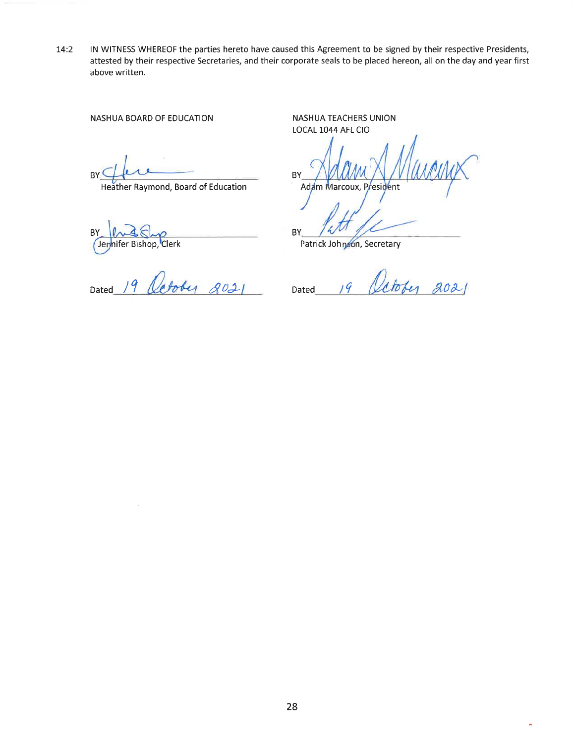14:2 IN WITNESS WHEREOF the parties hereto have caused this Agreement to be signed by their respective Presidents, attested by their respective Secretaries, and their corporate seals to be placed hereon, all on the day and year first above written.

| NASHUA BOARD OF EDUCATION | NASHUA TEACHERS UNION LOCAL 1044 AFL CIO |
|---|---|
| BY ________________ | BY ________________ |
| Heather Raymond, Board of Education | Adam Marcoux, President |
| BY ________________ | BY ________________ |
| Jennifer Bishop, Clerk | Patrick Johnson, Secretary |
| Dated 19 October 2021 | Dated 19 October 2021 |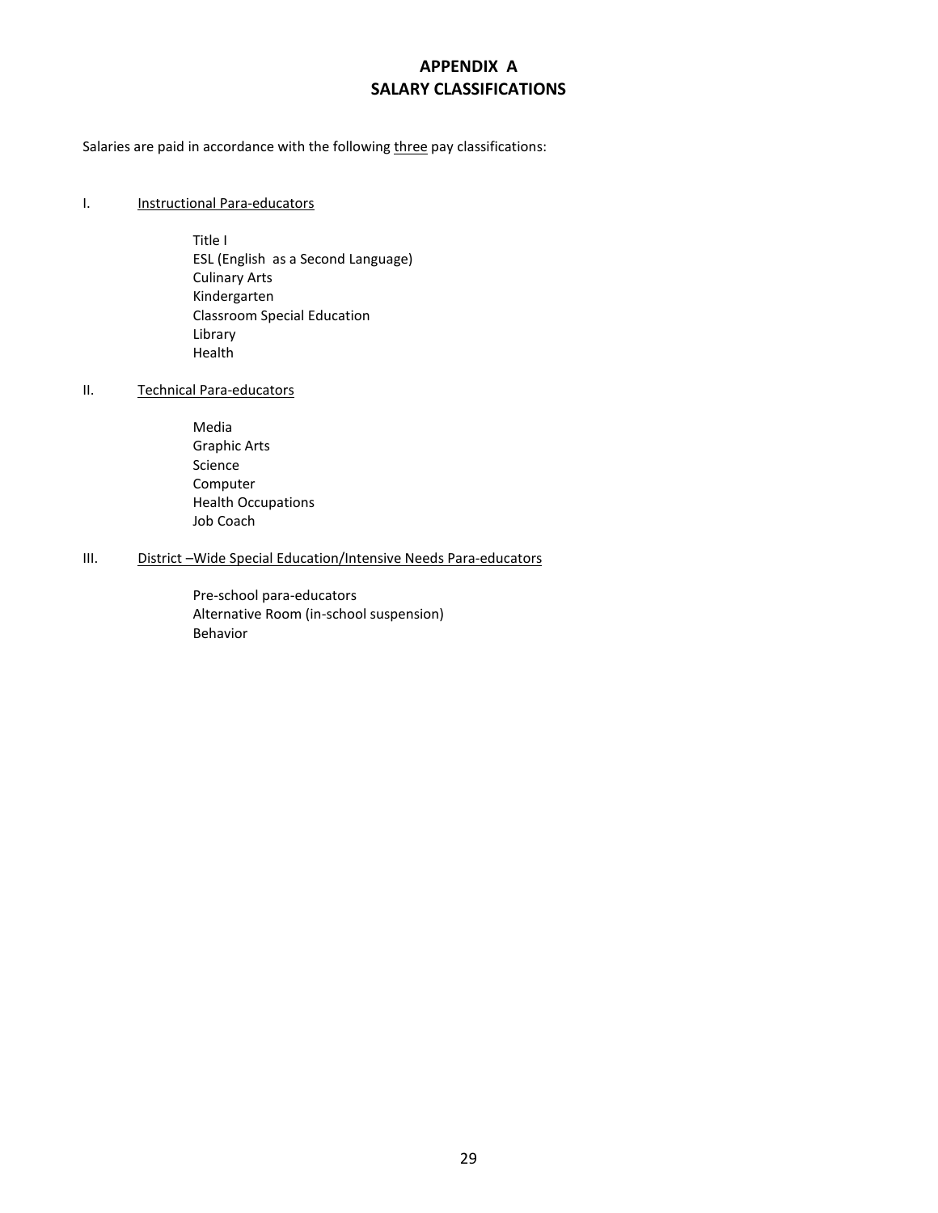# APPENDIX A
## SALARY CLASSIFICATIONS

Salaries are paid in accordance with the following <u>three</u> pay classifications:

I. <u>Instructional Para-educators</u>

- Title I
- ESL (English as a Second Language)
- Culinary Arts
- Kindergarten
- Classroom Special Education
- Library
- Health

II. <u>Technical Para-educators</u>

- Media
- Graphic Arts
- Science
- Computer
- Health Occupations
- Job Coach

III. <u>District –Wide Special Education/Intensive Needs Para-educators</u>

- Pre-school para-educators
- Alternative Room (in-school suspension)
- Behavior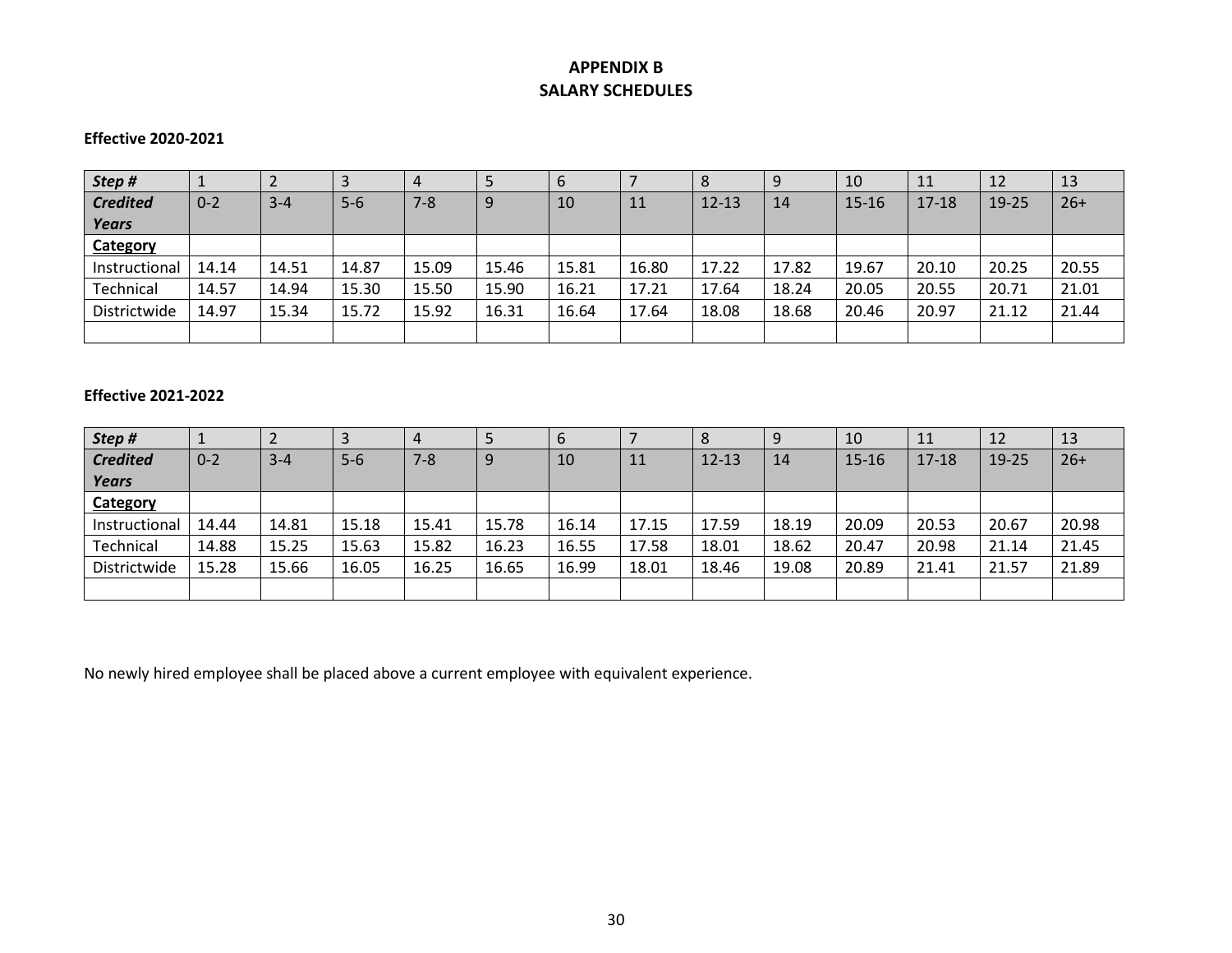# APPENDIX B
# SALARY SCHEDULES

**Effective 2020-2021**

| ***Step #*** | 1 | 2 | 3 | 4 | 5 | 6 | 7 | 8 | 9 | 10 | 11 | 12 | 13 |
|---|---|---|---|---|---|---|---|---|---|---|---|---|---|
| ***Credited Years*** | 0-2 | 3-4 | 5-6 | 7-8 | 9 | 10 | 11 | 12-13 | 14 | 15-16 | 17-18 | 19-25 | 26+ |
| **Category** | | | | | | | | | | | | | |
| Instructional | 14.14 | 14.51 | 14.87 | 15.09 | 15.46 | 15.81 | 16.80 | 17.22 | 17.82 | 19.67 | 20.10 | 20.25 | 20.55 |
| Technical | 14.57 | 14.94 | 15.30 | 15.50 | 15.90 | 16.21 | 17.21 | 17.64 | 18.24 | 20.05 | 20.55 | 20.71 | 21.01 |
| Districtwide | 14.97 | 15.34 | 15.72 | 15.92 | 16.31 | 16.64 | 17.64 | 18.08 | 18.68 | 20.46 | 20.97 | 21.12 | 21.44 |
| | | | | | | | | | | | | | |

**Effective 2021-2022**

| ***Step #*** | 1 | 2 | 3 | 4 | 5 | 6 | 7 | 8 | 9 | 10 | 11 | 12 | 13 |
|---|---|---|---|---|---|---|---|---|---|---|---|---|---|
| ***Credited Years*** | 0-2 | 3-4 | 5-6 | 7-8 | 9 | 10 | 11 | 12-13 | 14 | 15-16 | 17-18 | 19-25 | 26+ |
| **Category** | | | | | | | | | | | | | |
| Instructional | 14.44 | 14.81 | 15.18 | 15.41 | 15.78 | 16.14 | 17.15 | 17.59 | 18.19 | 20.09 | 20.53 | 20.67 | 20.98 |
| Technical | 14.88 | 15.25 | 15.63 | 15.82 | 16.23 | 16.55 | 17.58 | 18.01 | 18.62 | 20.47 | 20.98 | 21.14 | 21.45 |
| Districtwide | 15.28 | 15.66 | 16.05 | 16.25 | 16.65 | 16.99 | 18.01 | 18.46 | 19.08 | 20.89 | 21.41 | 21.57 | 21.89 |
| | | | | | | | | | | | | | |

No newly hired employee shall be placed above a current employee with equivalent experience.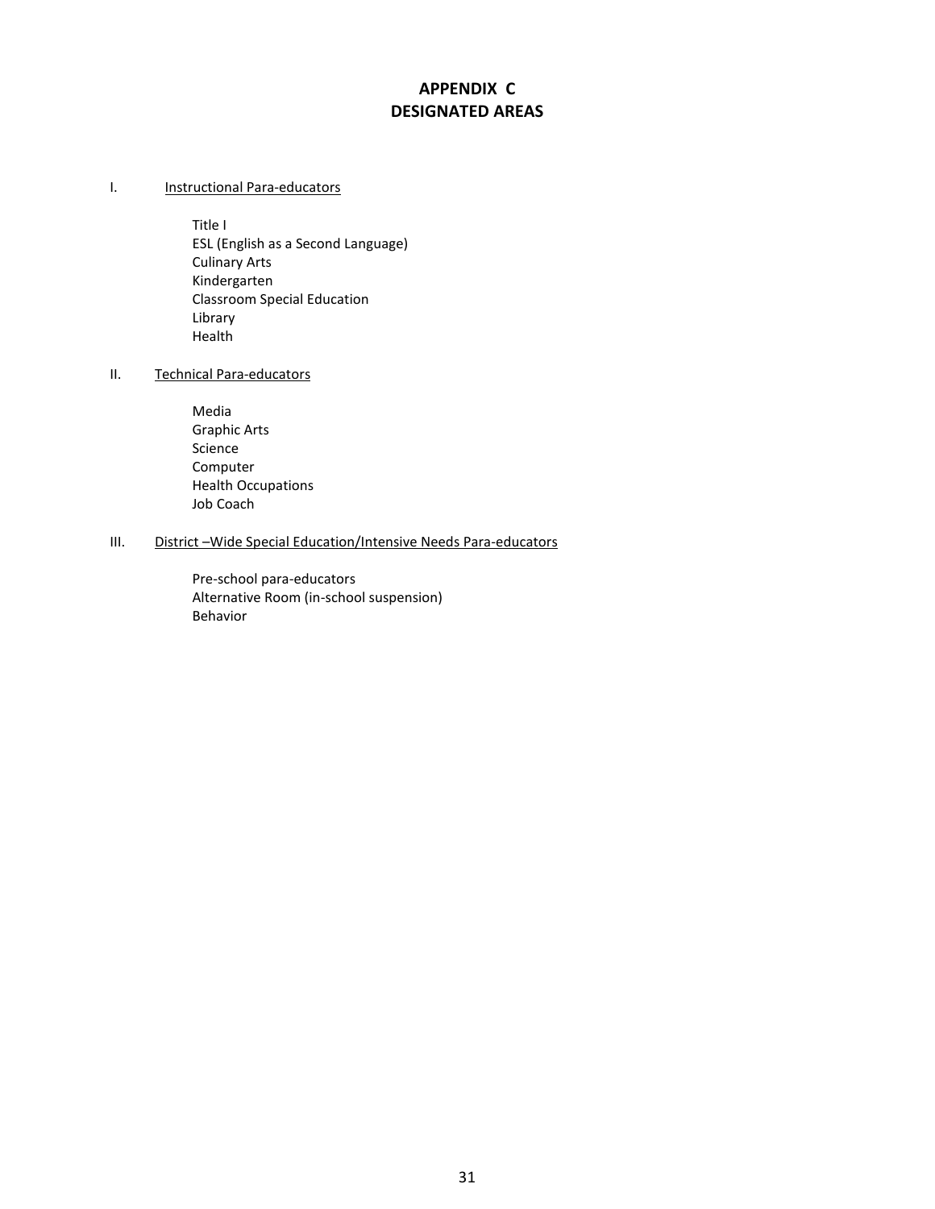# APPENDIX C
# DESIGNATED AREAS

I. Instructional Para-educators

- Title I
- ESL (English as a Second Language)
- Culinary Arts
- Kindergarten
- Classroom Special Education
- Library
- Health

II. Technical Para-educators

- Media
- Graphic Arts
- Science
- Computer
- Health Occupations
- Job Coach

III. District –Wide Special Education/Intensive Needs Para-educators

- Pre-school para-educators
- Alternative Room (in-school suspension)
- Behavior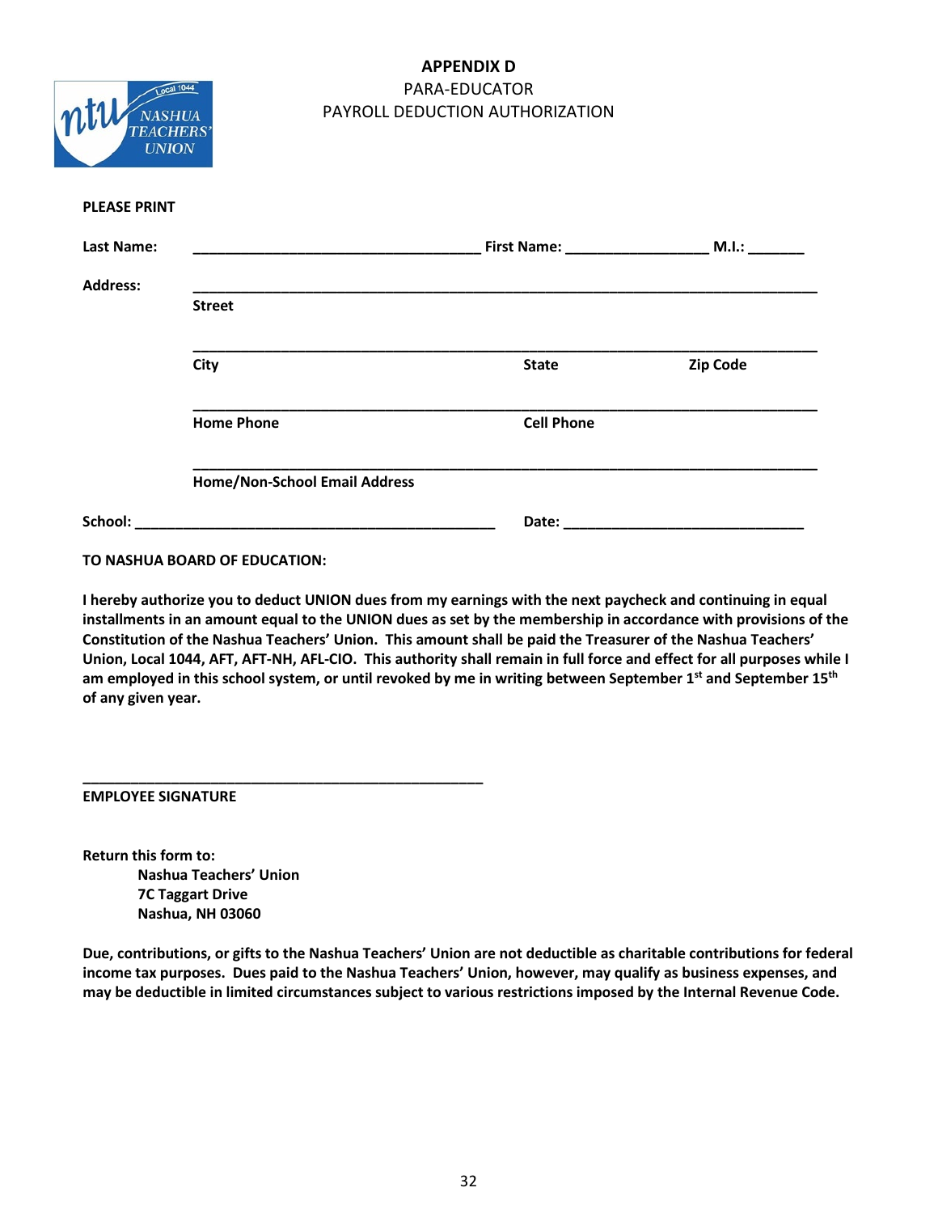NASHUA TEACHERS' UNION Local 1044

# APPENDIX D

PARA-EDUCATOR

PAYROLL DEDUCTION AUTHORIZATION

**PLEASE PRINT**

**Last Name:** ___________________________________ **First Name:** _________________ **M.I.:** _______

**Address:** ___________________________________________________________________________

**Street**

___________________________________________________________________________

**City** **State** **Zip Code**

___________________________________________________________________________

**Home Phone** **Cell Phone**

___________________________________________________________________________

**Home/Non-School Email Address**

**School:** _____________________________________________ **Date:** _____________________________

**TO NASHUA BOARD OF EDUCATION:**

**I hereby authorize you to deduct UNION dues from my earnings with the next paycheck and continuing in equal installments in an amount equal to the UNION dues as set by the membership in accordance with provisions of the Constitution of the Nashua Teachers' Union. This amount shall be paid the Treasurer of the Nashua Teachers' Union, Local 1044, AFT, AFT-NH, AFL-CIO. This authority shall remain in full force and effect for all purposes while I am employed in this school system, or until revoked by me in writing between September 1st and September 15th of any given year.**

_________________________________________________

**EMPLOYEE SIGNATURE**

**Return this form to:**

**Nashua Teachers' Union**
**7C Taggart Drive**
**Nashua, NH 03060**

**Due, contributions, or gifts to the Nashua Teachers' Union are not deductible as charitable contributions for federal income tax purposes. Dues paid to the Nashua Teachers' Union, however, may qualify as business expenses, and may be deductible in limited circumstances subject to various restrictions imposed by the Internal Revenue Code.**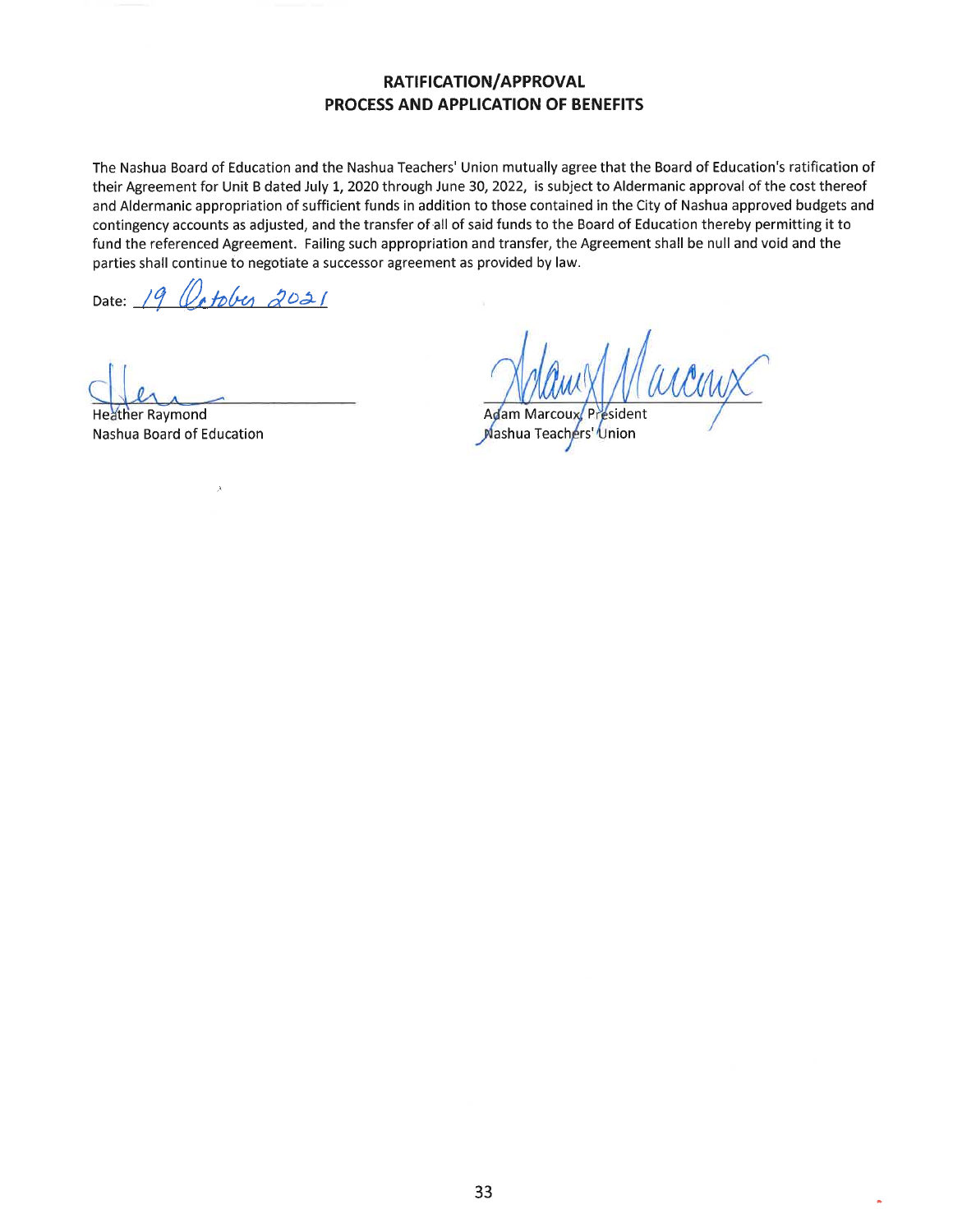## RATIFICATION/APPROVAL
## PROCESS AND APPLICATION OF BENEFITS

The Nashua Board of Education and the Nashua Teachers' Union mutually agree that the Board of Education's ratification of their Agreement for Unit B dated July 1, 2020 through June 30, 2022, is subject to Aldermanic approval of the cost thereof and Aldermanic appropriation of sufficient funds in addition to those contained in the City of Nashua approved budgets and contingency accounts as adjusted, and the transfer of all of said funds to the Board of Education thereby permitting it to fund the referenced Agreement. Failing such appropriation and transfer, the Agreement shall be null and void and the parties shall continue to negotiate a successor agreement as provided by law.

Date: 19 October 2021

Heather Raymond
Nashua Board of Education

Adam Marcoux, President
Nashua Teachers' Union